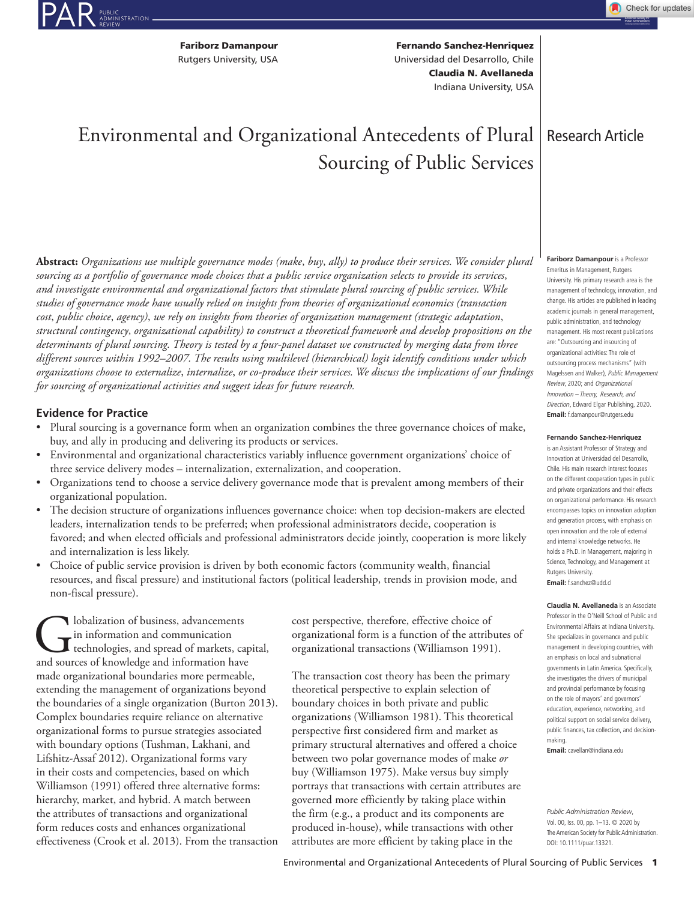Fariborz Damanpour
Rutgers University, USA

Fernando Sanchez-Henriquez
Universidad del Desarrollo, Chile

Claudia N. Avellaneda
Indiana University, USA

Research Article

# Environmental and Organizational Antecedents of Plural Sourcing of Public Services

**Abstract:** *Organizations use multiple governance modes (make, buy, ally) to produce their services. We consider plural sourcing as a portfolio of governance mode choices that a public service organization selects to provide its services, and investigate environmental and organizational factors that stimulate plural sourcing of public services. While studies of governance mode have usually relied on insights from theories of organizational economics (transaction cost, public choice, agency), we rely on insights from theories of organization management (strategic adaptation, structural contingency, organizational capability) to construct a theoretical framework and develop propositions on the determinants of plural sourcing. Theory is tested by a four-panel dataset we constructed by merging data from three different sources within 1992–2007. The results using multilevel (hierarchical) logit identify conditions under which organizations choose to externalize, internalize, or co-produce their services. We discuss the implications of our findings for sourcing of organizational activities and suggest ideas for future research.*

### Evidence for Practice

- Plural sourcing is a governance form when an organization combines the three governance choices of make, buy, and ally in producing and delivering its products or services.
- Environmental and organizational characteristics variably influence government organizations' choice of three service delivery modes – internalization, externalization, and cooperation.
- Organizations tend to choose a service delivery governance mode that is prevalent among members of their organizational population.
- The decision structure of organizations influences governance choice: when top decision-makers are elected leaders, internalization tends to be preferred; when professional administrators decide, cooperation is favored; and when elected officials and professional administrators decide jointly, cooperation is more likely and internalization is less likely.
- Choice of public service provision is driven by both economic factors (community wealth, financial resources, and fiscal pressure) and institutional factors (political leadership, trends in provision mode, and non-fiscal pressure).

Globalization of business, advancements in information and communication technologies, and spread of markets, capital, and sources of knowledge and information have made organizational boundaries more permeable, extending the management of organizations beyond the boundaries of a single organization (Burton 2013). Complex boundaries require reliance on alternative organizational forms to pursue strategies associated with boundary options (Tushman, Lakhani, and Lifshitz-Assaf 2012). Organizational forms vary in their costs and competencies, based on which Williamson (1991) offered three alternative forms: hierarchy, market, and hybrid. A match between the attributes of transactions and organizational form reduces costs and enhances organizational effectiveness (Crook et al. 2013). From the transaction cost perspective, therefore, effective choice of organizational form is a function of the attributes of organizational transactions (Williamson 1991).

The transaction cost theory has been the primary theoretical perspective to explain selection of boundary choices in both private and public organizations (Williamson 1981). This theoretical perspective first considered firm and market as primary structural alternatives and offered a choice between two polar governance modes of make *or* buy (Williamson 1975). Make versus buy simply portrays that transactions with certain attributes are governed more efficiently by taking place within the firm (e.g., a product and its components are produced in-house), while transactions with other attributes are more efficient by taking place in the

**Fariborz Damanpour** is a Professor Emeritus in Management, Rutgers University. His primary research area is the management of technology, innovation, and change. His articles are published in leading academic journals in general management, public administration, and technology management. His most recent publications are: "Outsourcing and insourcing of organizational activities: The role of outsourcing process mechanisms" (with Magelssen and Walker), *Public Management Review*, 2020; and *Organizational Innovation – Theory, Research, and Direction*, Edward Elgar Publishing, 2020.
**Email:** f.damanpour@rutgers.edu

**Fernando Sanchez-Henriquez** is an Assistant Professor of Strategy and Innovation at Universidad del Desarrollo, Chile. His main research interest focuses on the different cooperation types in public and private organizations and their effects on organizational performance. His research encompasses topics on innovation adoption and generation process, with emphasis on open innovation and the role of external and internal knowledge networks. He holds a Ph.D. in Management, majoring in Science, Technology, and Management at Rutgers University.
**Email:** f.sanchez@udd.cl

**Claudia N. Avellaneda** is an Associate Professor in the O'Neill School of Public and Environmental Affairs at Indiana University. She specializes in governance and public management in developing countries, with an emphasis on local and subnational governments in Latin America. Specifically, she investigates the drivers of municipal and provincial performance by focusing on the role of mayors' and governors' education, experience, networking, and political support on social service delivery, public finances, tax collection, and decision-making.
**Email:** cavellan@indiana.edu

*Public Administration Review*, Vol. 00, Iss. 00, pp. 1–13. © 2020 by The American Society for Public Administration. DOI: 10.1111/puar.13321.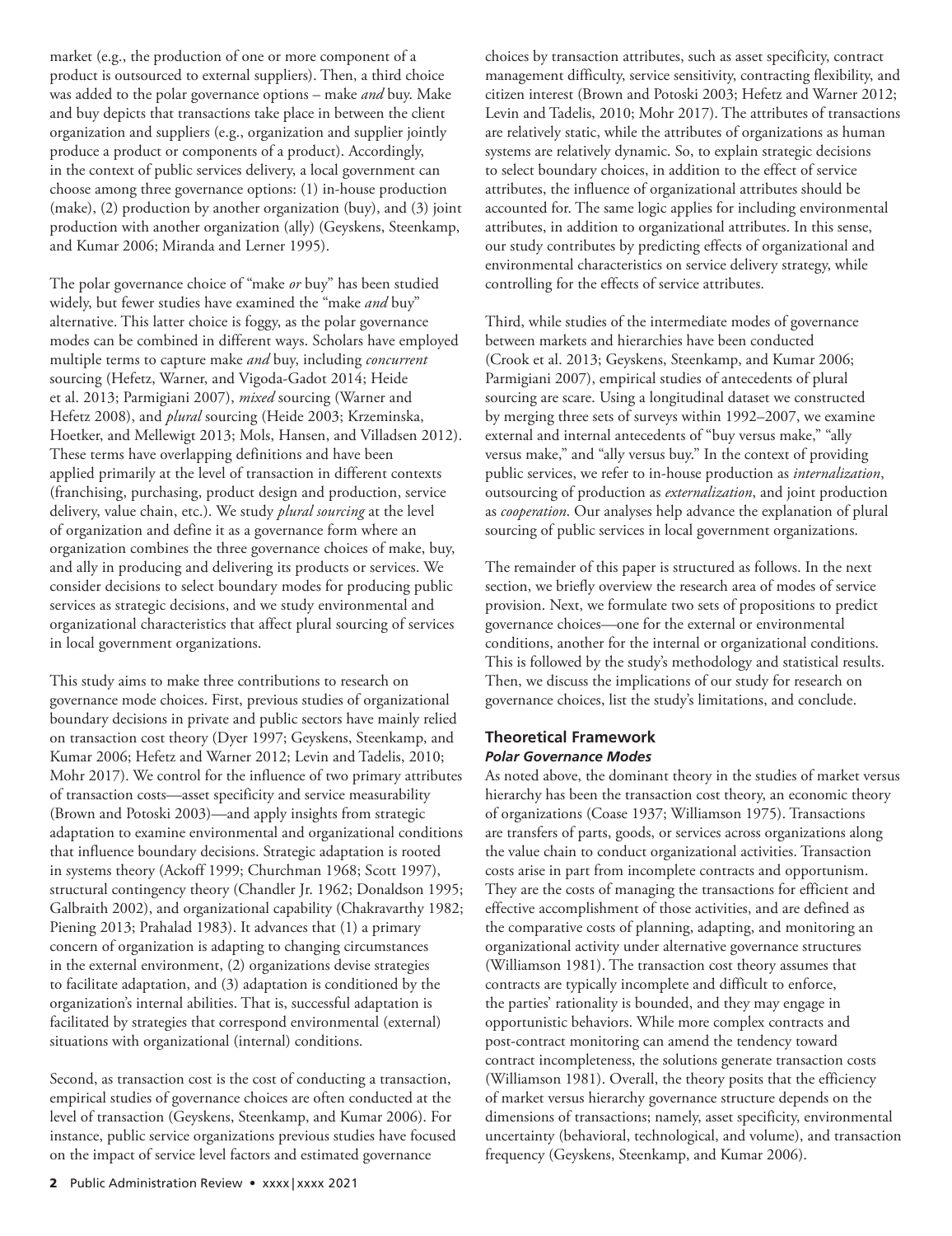market (e.g., the production of one or more component of a product is outsourced to external suppliers). Then, a third choice was added to the polar governance options – make *and* buy. Make and buy depicts that transactions take place in between the client organization and suppliers (e.g., organization and supplier jointly produce a product or components of a product). Accordingly, in the context of public services delivery, a local government can choose among three governance options: (1) in-house production (make), (2) production by another organization (buy), and (3) joint production with another organization (ally) (Geyskens, Steenkamp, and Kumar 2006; Miranda and Lerner 1995).

The polar governance choice of "make *or* buy" has been studied widely, but fewer studies have examined the "make *and* buy" alternative. This latter choice is foggy, as the polar governance modes can be combined in different ways. Scholars have employed multiple terms to capture make *and* buy, including *concurrent* sourcing (Hefetz, Warner, and Vigoda-Gadot 2014; Heide et al. 2013; Parmigiani 2007), *mixed* sourcing (Warner and Hefetz 2008), and *plural* sourcing (Heide 2003; Krzeminska, Hoetker, and Mellewigt 2013; Mols, Hansen, and Villadsen 2012). These terms have overlapping definitions and have been applied primarily at the level of transaction in different contexts (franchising, purchasing, product design and production, service delivery, value chain, etc.). We study *plural sourcing* at the level of organization and define it as a governance form where an organization combines the three governance choices of make, buy, and ally in producing and delivering its products or services. We consider decisions to select boundary modes for producing public services as strategic decisions, and we study environmental and organizational characteristics that affect plural sourcing of services in local government organizations.

This study aims to make three contributions to research on governance mode choices. First, previous studies of organizational boundary decisions in private and public sectors have mainly relied on transaction cost theory (Dyer 1997; Geyskens, Steenkamp, and Kumar 2006; Hefetz and Warner 2012; Levin and Tadelis, 2010; Mohr 2017). We control for the influence of two primary attributes of transaction costs—asset specificity and service measurability (Brown and Potoski 2003)—and apply insights from strategic adaptation to examine environmental and organizational conditions that influence boundary decisions. Strategic adaptation is rooted in systems theory (Ackoff 1999; Churchman 1968; Scott 1997), structural contingency theory (Chandler Jr. 1962; Donaldson 1995; Galbraith 2002), and organizational capability (Chakravarthy 1982; Piening 2013; Prahalad 1983). It advances that (1) a primary concern of organization is adapting to changing circumstances in the external environment, (2) organizations devise strategies to facilitate adaptation, and (3) adaptation is conditioned by the organization's internal abilities. That is, successful adaptation is facilitated by strategies that correspond environmental (external) situations with organizational (internal) conditions.

Second, as transaction cost is the cost of conducting a transaction, empirical studies of governance choices are often conducted at the level of transaction (Geyskens, Steenkamp, and Kumar 2006). For instance, public service organizations previous studies have focused on the impact of service level factors and estimated governance choices by transaction attributes, such as asset specificity, contract management difficulty, service sensitivity, contracting flexibility, and citizen interest (Brown and Potoski 2003; Hefetz and Warner 2012; Levin and Tadelis, 2010; Mohr 2017). The attributes of transactions are relatively static, while the attributes of organizations as human systems are relatively dynamic. So, to explain strategic decisions to select boundary choices, in addition to the effect of service attributes, the influence of organizational attributes should be accounted for. The same logic applies for including environmental attributes, in addition to organizational attributes. In this sense, our study contributes by predicting effects of organizational and environmental characteristics on service delivery strategy, while controlling for the effects of service attributes.

Third, while studies of the intermediate modes of governance between markets and hierarchies have been conducted (Crook et al. 2013; Geyskens, Steenkamp, and Kumar 2006; Parmigiani 2007), empirical studies of antecedents of plural sourcing are scare. Using a longitudinal dataset we constructed by merging three sets of surveys within 1992–2007, we examine external and internal antecedents of "buy versus make," "ally versus make," and "ally versus buy." In the context of providing public services, we refer to in-house production as *internalization*, outsourcing of production as *externalization*, and joint production as *cooperation*. Our analyses help advance the explanation of plural sourcing of public services in local government organizations.

The remainder of this paper is structured as follows. In the next section, we briefly overview the research area of modes of service provision. Next, we formulate two sets of propositions to predict governance choices—one for the external or environmental conditions, another for the internal or organizational conditions. This is followed by the study's methodology and statistical results. Then, we discuss the implications of our study for research on governance choices, list the study's limitations, and conclude.

## Theoretical Framework

### *Polar Governance Modes*

As noted above, the dominant theory in the studies of market versus hierarchy has been the transaction cost theory, an economic theory of organizations (Coase 1937; Williamson 1975). Transactions are transfers of parts, goods, or services across organizations along the value chain to conduct organizational activities. Transaction costs arise in part from incomplete contracts and opportunism. They are the costs of managing the transactions for efficient and effective accomplishment of those activities, and are defined as the comparative costs of planning, adapting, and monitoring an organizational activity under alternative governance structures (Williamson 1981). The transaction cost theory assumes that contracts are typically incomplete and difficult to enforce, the parties' rationality is bounded, and they may engage in opportunistic behaviors. While more complex contracts and post-contract monitoring can amend the tendency toward contract incompleteness, the solutions generate transaction costs (Williamson 1981). Overall, the theory posits that the efficiency of market versus hierarchy governance structure depends on the dimensions of transactions; namely, asset specificity, environmental uncertainty (behavioral, technological, and volume), and transaction frequency (Geyskens, Steenkamp, and Kumar 2006).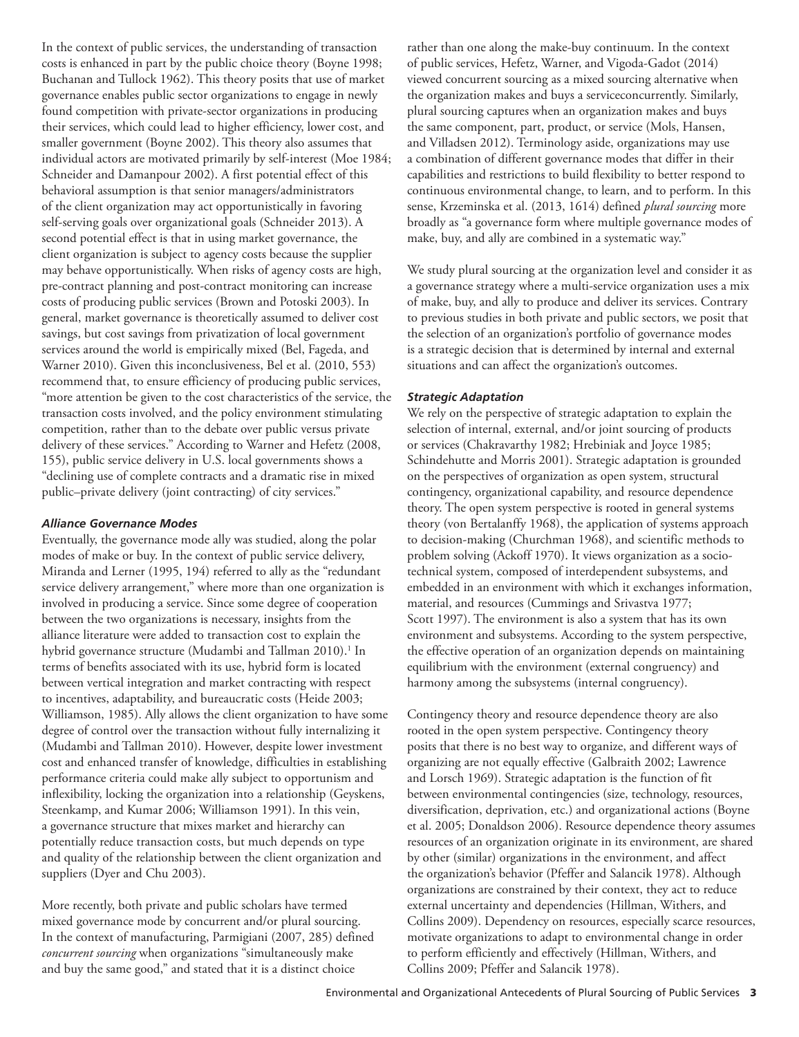In the context of public services, the understanding of transaction costs is enhanced in part by the public choice theory (Boyne 1998; Buchanan and Tullock 1962). This theory posits that use of market governance enables public sector organizations to engage in newly found competition with private-sector organizations in producing their services, which could lead to higher efficiency, lower cost, and smaller government (Boyne 2002). This theory also assumes that individual actors are motivated primarily by self-interest (Moe 1984; Schneider and Damanpour 2002). A first potential effect of this behavioral assumption is that senior managers/administrators of the client organization may act opportunistically in favoring self-serving goals over organizational goals (Schneider 2013). A second potential effect is that in using market governance, the client organization is subject to agency costs because the supplier may behave opportunistically. When risks of agency costs are high, pre-contract planning and post-contract monitoring can increase costs of producing public services (Brown and Potoski 2003). In general, market governance is theoretically assumed to deliver cost savings, but cost savings from privatization of local government services around the world is empirically mixed (Bel, Fageda, and Warner 2010). Given this inconclusiveness, Bel et al. (2010, 553) recommend that, to ensure efficiency of producing public services, "more attention be given to the cost characteristics of the service, the transaction costs involved, and the policy environment stimulating competition, rather than to the debate over public versus private delivery of these services." According to Warner and Hefetz (2008, 155), public service delivery in U.S. local governments shows a "declining use of complete contracts and a dramatic rise in mixed public–private delivery (joint contracting) of city services."

### *Alliance Governance Modes*

Eventually, the governance mode ally was studied, along the polar modes of make or buy. In the context of public service delivery, Miranda and Lerner (1995, 194) referred to ally as the "redundant service delivery arrangement," where more than one organization is involved in producing a service. Since some degree of cooperation between the two organizations is necessary, insights from the alliance literature were added to transaction cost to explain the hybrid governance structure (Mudambi and Tallman 2010).[1] In terms of benefits associated with its use, hybrid form is located between vertical integration and market contracting with respect to incentives, adaptability, and bureaucratic costs (Heide 2003; Williamson, 1985). Ally allows the client organization to have some degree of control over the transaction without fully internalizing it (Mudambi and Tallman 2010). However, despite lower investment cost and enhanced transfer of knowledge, difficulties in establishing performance criteria could make ally subject to opportunism and inflexibility, locking the organization into a relationship (Geyskens, Steenkamp, and Kumar 2006; Williamson 1991). In this vein, a governance structure that mixes market and hierarchy can potentially reduce transaction costs, but much depends on type and quality of the relationship between the client organization and suppliers (Dyer and Chu 2003).

More recently, both private and public scholars have termed mixed governance mode by concurrent and/or plural sourcing. In the context of manufacturing, Parmigiani (2007, 285) defined *concurrent sourcing* when organizations "simultaneously make and buy the same good," and stated that it is a distinct choice rather than one along the make-buy continuum. In the context of public services, Hefetz, Warner, and Vigoda-Gadot (2014) viewed concurrent sourcing as a mixed sourcing alternative when the organization makes and buys a serviceconcurrently. Similarly, plural sourcing captures when an organization makes and buys the same component, part, product, or service (Mols, Hansen, and Villadsen 2012). Terminology aside, organizations may use a combination of different governance modes that differ in their capabilities and restrictions to build flexibility to better respond to continuous environmental change, to learn, and to perform. In this sense, Krzeminska et al. (2013, 1614) defined *plural sourcing* more broadly as "a governance form where multiple governance modes of make, buy, and ally are combined in a systematic way."

We study plural sourcing at the organization level and consider it as a governance strategy where a multi-service organization uses a mix of make, buy, and ally to produce and deliver its services. Contrary to previous studies in both private and public sectors, we posit that the selection of an organization's portfolio of governance modes is a strategic decision that is determined by internal and external situations and can affect the organization's outcomes.

### *Strategic Adaptation*

We rely on the perspective of strategic adaptation to explain the selection of internal, external, and/or joint sourcing of products or services (Chakravarthy 1982; Hrebiniak and Joyce 1985; Schindehutte and Morris 2001). Strategic adaptation is grounded on the perspectives of organization as open system, structural contingency, organizational capability, and resource dependence theory. The open system perspective is rooted in general systems theory (von Bertalanffy 1968), the application of systems approach to decision-making (Churchman 1968), and scientific methods to problem solving (Ackoff 1970). It views organization as a socio-technical system, composed of interdependent subsystems, and embedded in an environment with which it exchanges information, material, and resources (Cummings and Srivastva 1977; Scott 1997). The environment is also a system that has its own environment and subsystems. According to the system perspective, the effective operation of an organization depends on maintaining equilibrium with the environment (external congruency) and harmony among the subsystems (internal congruency).

Contingency theory and resource dependence theory are also rooted in the open system perspective. Contingency theory posits that there is no best way to organize, and different ways of organizing are not equally effective (Galbraith 2002; Lawrence and Lorsch 1969). Strategic adaptation is the function of fit between environmental contingencies (size, technology, resources, diversification, deprivation, etc.) and organizational actions (Boyne et al. 2005; Donaldson 2006). Resource dependence theory assumes resources of an organization originate in its environment, are shared by other (similar) organizations in the environment, and affect the organization's behavior (Pfeffer and Salancik 1978). Although organizations are constrained by their context, they act to reduce external uncertainty and dependencies (Hillman, Withers, and Collins 2009). Dependency on resources, especially scarce resources, motivate organizations to adapt to environmental change in order to perform efficiently and effectively (Hillman, Withers, and Collins 2009; Pfeffer and Salancik 1978).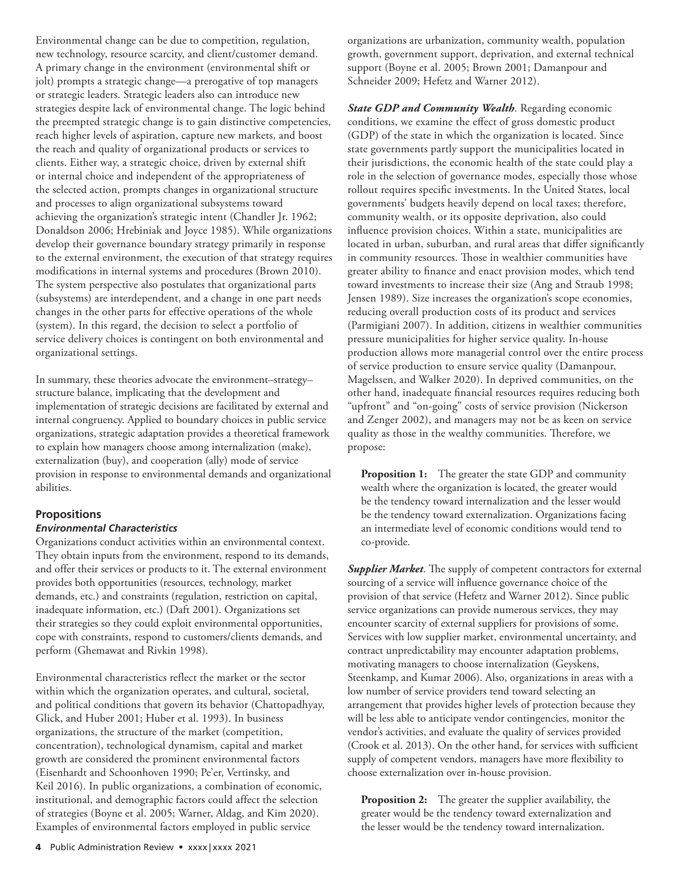Environmental change can be due to competition, regulation, new technology, resource scarcity, and client/customer demand. A primary change in the environment (environmental shift or jolt) prompts a strategic change—a prerogative of top managers or strategic leaders. Strategic leaders also can introduce new strategies despite lack of environmental change. The logic behind the preempted strategic change is to gain distinctive competencies, reach higher levels of aspiration, capture new markets, and boost the reach and quality of organizational products or services to clients. Either way, a strategic choice, driven by external shift or internal choice and independent of the appropriateness of the selected action, prompts changes in organizational structure and processes to align organizational subsystems toward achieving the organization's strategic intent (Chandler Jr. 1962; Donaldson 2006; Hrebiniak and Joyce 1985). While organizations develop their governance boundary strategy primarily in response to the external environment, the execution of that strategy requires modifications in internal systems and procedures (Brown 2010). The system perspective also postulates that organizational parts (subsystems) are interdependent, and a change in one part needs changes in the other parts for effective operations of the whole (system). In this regard, the decision to select a portfolio of service delivery choices is contingent on both environmental and organizational settings.

In summary, these theories advocate the environment–strategy–structure balance, implicating that the development and implementation of strategic decisions are facilitated by external and internal congruency. Applied to boundary choices in public service organizations, strategic adaptation provides a theoretical framework to explain how managers choose among internalization (make), externalization (buy), and cooperation (ally) mode of service provision in response to environmental demands and organizational abilities.

## Propositions

### *Environmental Characteristics*

Organizations conduct activities within an environmental context. They obtain inputs from the environment, respond to its demands, and offer their services or products to it. The external environment provides both opportunities (resources, technology, market demands, etc.) and constraints (regulation, restriction on capital, inadequate information, etc.) (Daft 2001). Organizations set their strategies so they could exploit environmental opportunities, cope with constraints, respond to customers/clients demands, and perform (Ghemawat and Rivkin 1998).

Environmental characteristics reflect the market or the sector within which the organization operates, and cultural, societal, and political conditions that govern its behavior (Chattopadhyay, Glick, and Huber 2001; Huber et al. 1993). In business organizations, the structure of the market (competition, concentration), technological dynamism, capital and market growth are considered the prominent environmental factors (Eisenhardt and Schoonhoven 1990; Pe'er, Vertinsky, and Keil 2016). In public organizations, a combination of economic, institutional, and demographic factors could affect the selection of strategies (Boyne et al. 2005; Warner, Aldag, and Kim 2020). Examples of environmental factors employed in public service organizations are urbanization, community wealth, population growth, government support, deprivation, and external technical support (Boyne et al. 2005; Brown 2001; Damanpour and Schneider 2009; Hefetz and Warner 2012).

***State GDP and Community Wealth***. Regarding economic conditions, we examine the effect of gross domestic product (GDP) of the state in which the organization is located. Since state governments partly support the municipalities located in their jurisdictions, the economic health of the state could play a role in the selection of governance modes, especially those whose rollout requires specific investments. In the United States, local governments' budgets heavily depend on local taxes; therefore, community wealth, or its opposite deprivation, also could influence provision choices. Within a state, municipalities are located in urban, suburban, and rural areas that differ significantly in community resources. Those in wealthier communities have greater ability to finance and enact provision modes, which tend toward investments to increase their size (Ang and Straub 1998; Jensen 1989). Size increases the organization's scope economies, reducing overall production costs of its product and services (Parmigiani 2007). In addition, citizens in wealthier communities pressure municipalities for higher service quality. In-house production allows more managerial control over the entire process of service production to ensure service quality (Damanpour, Magelssen, and Walker 2020). In deprived communities, on the other hand, inadequate financial resources requires reducing both "upfront" and "on-going" costs of service provision (Nickerson and Zenger 2002), and managers may not be as keen on service quality as those in the wealthy communities. Therefore, we propose:

> **Proposition 1:** The greater the state GDP and community wealth where the organization is located, the greater would be the tendency toward internalization and the lesser would be the tendency toward externalization. Organizations facing an intermediate level of economic conditions would tend to co-provide.

***Supplier Market***. The supply of competent contractors for external sourcing of a service will influence governance choice of the provision of that service (Hefetz and Warner 2012). Since public service organizations can provide numerous services, they may encounter scarcity of external suppliers for provisions of some. Services with low supplier market, environmental uncertainty, and contract unpredictability may encounter adaptation problems, motivating managers to choose internalization (Geyskens, Steenkamp, and Kumar 2006). Also, organizations in areas with a low number of service providers tend toward selecting an arrangement that provides higher levels of protection because they will be less able to anticipate vendor contingencies, monitor the vendor's activities, and evaluate the quality of services provided (Crook et al. 2013). On the other hand, for services with sufficient supply of competent vendors, managers have more flexibility to choose externalization over in-house provision.

> **Proposition 2:** The greater the supplier availability, the greater would be the tendency toward externalization and the lesser would be the tendency toward internalization.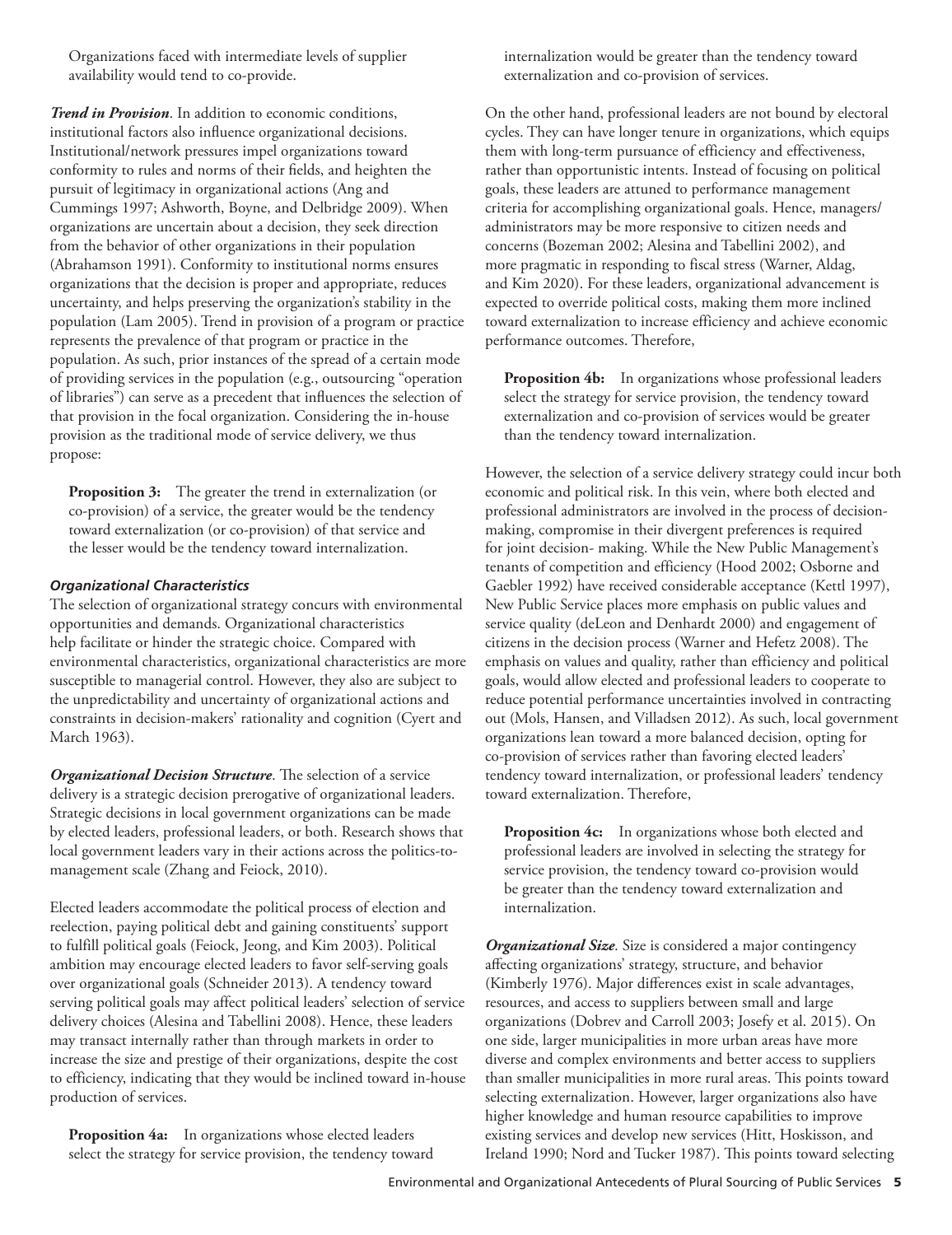Organizations faced with intermediate levels of supplier availability would tend to co-provide.

***Trend in Provision***. In addition to economic conditions, institutional factors also influence organizational decisions. Institutional/network pressures impel organizations toward conformity to rules and norms of their fields, and heighten the pursuit of legitimacy in organizational actions (Ang and Cummings 1997; Ashworth, Boyne, and Delbridge 2009). When organizations are uncertain about a decision, they seek direction from the behavior of other organizations in their population (Abrahamson 1991). Conformity to institutional norms ensures organizations that the decision is proper and appropriate, reduces uncertainty, and helps preserving the organization's stability in the population (Lam 2005). Trend in provision of a program or practice represents the prevalence of that program or practice in the population. As such, prior instances of the spread of a certain mode of providing services in the population (e.g., outsourcing "operation of libraries") can serve as a precedent that influences the selection of that provision in the focal organization. Considering the in-house provision as the traditional mode of service delivery, we thus propose:

> **Proposition 3:** The greater the trend in externalization (or co-provision) of a service, the greater would be the tendency toward externalization (or co-provision) of that service and the lesser would be the tendency toward internalization.

### *Organizational Characteristics*

The selection of organizational strategy concurs with environmental opportunities and demands. Organizational characteristics help facilitate or hinder the strategic choice. Compared with environmental characteristics, organizational characteristics are more susceptible to managerial control. However, they also are subject to the unpredictability and uncertainty of organizational actions and constraints in decision-makers' rationality and cognition (Cyert and March 1963).

***Organizational Decision Structure***. The selection of a service delivery is a strategic decision prerogative of organizational leaders. Strategic decisions in local government organizations can be made by elected leaders, professional leaders, or both. Research shows that local government leaders vary in their actions across the politics-to-management scale (Zhang and Feiock, 2010).

Elected leaders accommodate the political process of election and reelection, paying political debt and gaining constituents' support to fulfill political goals (Feiock, Jeong, and Kim 2003). Political ambition may encourage elected leaders to favor self-serving goals over organizational goals (Schneider 2013). A tendency toward serving political goals may affect political leaders' selection of service delivery choices (Alesina and Tabellini 2008). Hence, these leaders may transact internally rather than through markets in order to increase the size and prestige of their organizations, despite the cost to efficiency, indicating that they would be inclined toward in-house production of services.

> **Proposition 4a:** In organizations whose elected leaders select the strategy for service provision, the tendency toward internalization would be greater than the tendency toward externalization and co-provision of services.

On the other hand, professional leaders are not bound by electoral cycles. They can have longer tenure in organizations, which equips them with long-term pursuance of efficiency and effectiveness, rather than opportunistic intents. Instead of focusing on political goals, these leaders are attuned to performance management criteria for accomplishing organizational goals. Hence, managers/administrators may be more responsive to citizen needs and concerns (Bozeman 2002; Alesina and Tabellini 2002), and more pragmatic in responding to fiscal stress (Warner, Aldag, and Kim 2020). For these leaders, organizational advancement is expected to override political costs, making them more inclined toward externalization to increase efficiency and achieve economic performance outcomes. Therefore,

> **Proposition 4b:** In organizations whose professional leaders select the strategy for service provision, the tendency toward externalization and co-provision of services would be greater than the tendency toward internalization.

However, the selection of a service delivery strategy could incur both economic and political risk. In this vein, where both elected and professional administrators are involved in the process of decision-making, compromise in their divergent preferences is required for joint decision- making. While the New Public Management's tenants of competition and efficiency (Hood 2002; Osborne and Gaebler 1992) have received considerable acceptance (Kettl 1997), New Public Service places more emphasis on public values and service quality (deLeon and Denhardt 2000) and engagement of citizens in the decision process (Warner and Hefetz 2008). The emphasis on values and quality, rather than efficiency and political goals, would allow elected and professional leaders to cooperate to reduce potential performance uncertainties involved in contracting out (Mols, Hansen, and Villadsen 2012). As such, local government organizations lean toward a more balanced decision, opting for co-provision of services rather than favoring elected leaders' tendency toward internalization, or professional leaders' tendency toward externalization. Therefore,

> **Proposition 4c:** In organizations whose both elected and professional leaders are involved in selecting the strategy for service provision, the tendency toward co-provision would be greater than the tendency toward externalization and internalization.

***Organizational Size***. Size is considered a major contingency affecting organizations' strategy, structure, and behavior (Kimberly 1976). Major differences exist in scale advantages, resources, and access to suppliers between small and large organizations (Dobrev and Carroll 2003; Josefy et al. 2015). On one side, larger municipalities in more urban areas have more diverse and complex environments and better access to suppliers than smaller municipalities in more rural areas. This points toward selecting externalization. However, larger organizations also have higher knowledge and human resource capabilities to improve existing services and develop new services (Hitt, Hoskisson, and Ireland 1990; Nord and Tucker 1987). This points toward selecting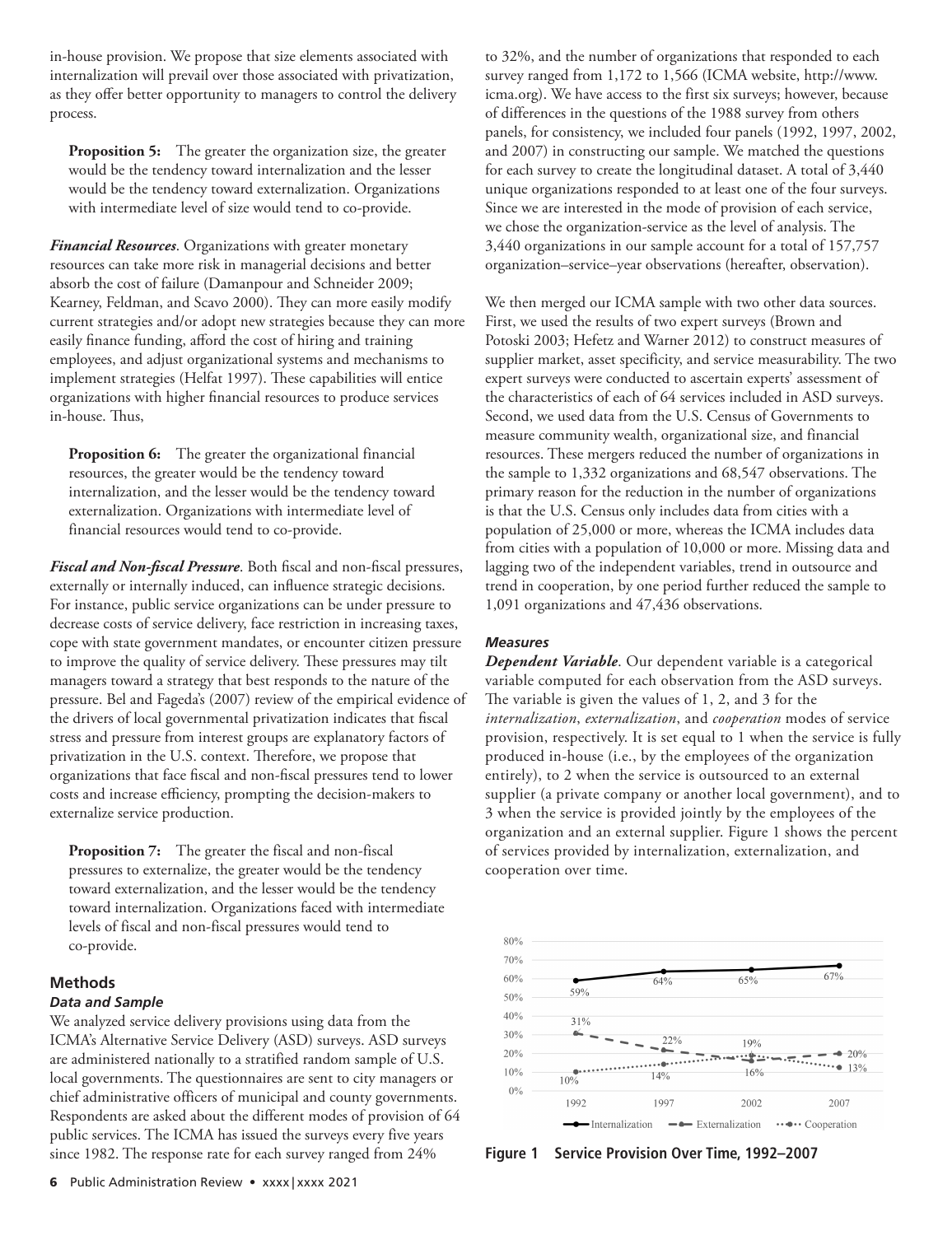in-house provision. We propose that size elements associated with internalization will prevail over those associated with privatization, as they offer better opportunity to managers to control the delivery process.

**Proposition 5:** The greater the organization size, the greater would be the tendency toward internalization and the lesser would be the tendency toward externalization. Organizations with intermediate level of size would tend to co-provide.

***Financial Resources***. Organizations with greater monetary resources can take more risk in managerial decisions and better absorb the cost of failure (Damanpour and Schneider 2009; Kearney, Feldman, and Scavo 2000). They can more easily modify current strategies and/or adopt new strategies because they can more easily finance funding, afford the cost of hiring and training employees, and adjust organizational systems and mechanisms to implement strategies (Helfat 1997). These capabilities will entice organizations with higher financial resources to produce services in-house. Thus,

**Proposition 6:** The greater the organizational financial resources, the greater would be the tendency toward internalization, and the lesser would be the tendency toward externalization. Organizations with intermediate level of financial resources would tend to co-provide.

***Fiscal and Non-fiscal Pressure***. Both fiscal and non-fiscal pressures, externally or internally induced, can influence strategic decisions. For instance, public service organizations can be under pressure to decrease costs of service delivery, face restriction in increasing taxes, cope with state government mandates, or encounter citizen pressure to improve the quality of service delivery. These pressures may tilt managers toward a strategy that best responds to the nature of the pressure. Bel and Fageda's (2007) review of the empirical evidence of the drivers of local governmental privatization indicates that fiscal stress and pressure from interest groups are explanatory factors of privatization in the U.S. context. Therefore, we propose that organizations that face fiscal and non-fiscal pressures tend to lower costs and increase efficiency, prompting the decision-makers to externalize service production.

**Proposition 7:** The greater the fiscal and non-fiscal pressures to externalize, the greater would be the tendency toward externalization, and the lesser would be the tendency toward internalization. Organizations faced with intermediate levels of fiscal and non-fiscal pressures would tend to co-provide.

## Methods

### Data and Sample

We analyzed service delivery provisions using data from the ICMA's Alternative Service Delivery (ASD) surveys. ASD surveys are administered nationally to a stratified random sample of U.S. local governments. The questionnaires are sent to city managers or chief administrative officers of municipal and county governments. Respondents are asked about the different modes of provision of 64 public services. The ICMA has issued the surveys every five years since 1982. The response rate for each survey ranged from 24% to 32%, and the number of organizations that responded to each survey ranged from 1,172 to 1,566 (ICMA website, http://www.icma.org). We have access to the first six surveys; however, because of differences in the questions of the 1988 survey from others panels, for consistency, we included four panels (1992, 1997, 2002, and 2007) in constructing our sample. We matched the questions for each survey to create the longitudinal dataset. A total of 3,440 unique organizations responded to at least one of the four surveys. Since we are interested in the mode of provision of each service, we chose the organization-service as the level of analysis. The 3,440 organizations in our sample account for a total of 157,757 organization–service–year observations (hereafter, observation).

We then merged our ICMA sample with two other data sources. First, we used the results of two expert surveys (Brown and Potoski 2003; Hefetz and Warner 2012) to construct measures of supplier market, asset specificity, and service measurability. The two expert surveys were conducted to ascertain experts' assessment of the characteristics of each of 64 services included in ASD surveys. Second, we used data from the U.S. Census of Governments to measure community wealth, organizational size, and financial resources. These mergers reduced the number of organizations in the sample to 1,332 organizations and 68,547 observations. The primary reason for the reduction in the number of organizations is that the U.S. Census only includes data from cities with a population of 25,000 or more, whereas the ICMA includes data from cities with a population of 10,000 or more. Missing data and lagging two of the independent variables, trend in outsource and trend in cooperation, by one period further reduced the sample to 1,091 organizations and 47,436 observations.

### Measures

***Dependent Variable***. Our dependent variable is a categorical variable computed for each observation from the ASD surveys. The variable is given the values of 1, 2, and 3 for the *internalization*, *externalization*, and *cooperation* modes of service provision, respectively. It is set equal to 1 when the service is fully produced in-house (i.e., by the employees of the organization entirely), to 2 when the service is outsourced to an external supplier (a private company or another local government), and to 3 when the service is provided jointly by the employees of the organization and an external supplier. Figure 1 shows the percent of services provided by internalization, externalization, and cooperation over time.

| | 1992 | 1997 | 2002 | 2007 |
|---|---|---|---|---|
| Internalization | 59% | 64% | 65% | 67% |
| Externalization | 31% | 22% | 16% | 20% |
| Cooperation | 10% | 14% | 19% | 13% |

**Figure 1 Service Provision Over Time, 1992–2007**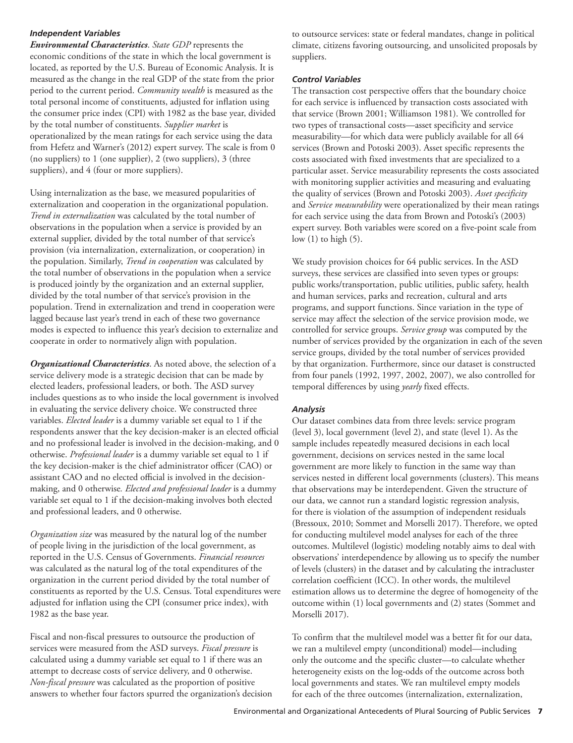### *Independent Variables*

***Environmental Characteristics***. *State GDP* represents the economic conditions of the state in which the local government is located, as reported by the U.S. Bureau of Economic Analysis. It is measured as the change in the real GDP of the state from the prior period to the current period. *Community wealth* is measured as the total personal income of constituents, adjusted for inflation using the consumer price index (CPI) with 1982 as the base year, divided by the total number of constituents. *Supplier market* is operationalized by the mean ratings for each service using the data from Hefetz and Warner's (2012) expert survey. The scale is from 0 (no suppliers) to 1 (one supplier), 2 (two suppliers), 3 (three suppliers), and 4 (four or more suppliers).

Using internalization as the base, we measured popularities of externalization and cooperation in the organizational population. *Trend in externalization* was calculated by the total number of observations in the population when a service is provided by an external supplier, divided by the total number of that service's provision (via internalization, externalization, or cooperation) in the population. Similarly, *Trend in cooperation* was calculated by the total number of observations in the population when a service is produced jointly by the organization and an external supplier, divided by the total number of that service's provision in the population. Trend in externalization and trend in cooperation were lagged because last year's trend in each of these two governance modes is expected to influence this year's decision to externalize and cooperate in order to normatively align with population.

***Organizational Characteristics***. As noted above, the selection of a service delivery mode is a strategic decision that can be made by elected leaders, professional leaders, or both. The ASD survey includes questions as to who inside the local government is involved in evaluating the service delivery choice. We constructed three variables. *Elected leader* is a dummy variable set equal to 1 if the respondents answer that the key decision-maker is an elected official and no professional leader is involved in the decision-making, and 0 otherwise. *Professional leader* is a dummy variable set equal to 1 if the key decision-maker is the chief administrator officer (CAO) or assistant CAO and no elected official is involved in the decision-making, and 0 otherwise. *Elected and professional leader* is a dummy variable set equal to 1 if the decision-making involves both elected and professional leaders, and 0 otherwise.

*Organization size* was measured by the natural log of the number of people living in the jurisdiction of the local government, as reported in the U.S. Census of Governments. *Financial resources* was calculated as the natural log of the total expenditures of the organization in the current period divided by the total number of constituents as reported by the U.S. Census. Total expenditures were adjusted for inflation using the CPI (consumer price index), with 1982 as the base year.

Fiscal and non-fiscal pressures to outsource the production of services were measured from the ASD surveys. *Fiscal pressure* is calculated using a dummy variable set equal to 1 if there was an attempt to decrease costs of service delivery, and 0 otherwise. *Non-fiscal pressure* was calculated as the proportion of positive answers to whether four factors spurred the organization's decision to outsource services: state or federal mandates, change in political climate, citizens favoring outsourcing, and unsolicited proposals by suppliers.

### *Control Variables*

The transaction cost perspective offers that the boundary choice for each service is influenced by transaction costs associated with that service (Brown 2001; Williamson 1981). We controlled for two types of transactional costs—asset specificity and service measurability—for which data were publicly available for all 64 services (Brown and Potoski 2003). Asset specific represents the costs associated with fixed investments that are specialized to a particular asset. Service measurability represents the costs associated with monitoring supplier activities and measuring and evaluating the quality of services (Brown and Potoski 2003). *Asset specificity* and *Service measurability* were operationalized by their mean ratings for each service using the data from Brown and Potoski's (2003) expert survey. Both variables were scored on a five-point scale from low (1) to high (5).

We study provision choices for 64 public services. In the ASD surveys, these services are classified into seven types or groups: public works/transportation, public utilities, public safety, health and human services, parks and recreation, cultural and arts programs, and support functions. Since variation in the type of service may affect the selection of the service provision mode, we controlled for service groups. *Service group* was computed by the number of services provided by the organization in each of the seven service groups, divided by the total number of services provided by that organization. Furthermore, since our dataset is constructed from four panels (1992, 1997, 2002, 2007), we also controlled for temporal differences by using *yearly* fixed effects.

### *Analysis*

Our dataset combines data from three levels: service program (level 3), local government (level 2), and state (level 1). As the sample includes repeatedly measured decisions in each local government, decisions on services nested in the same local government are more likely to function in the same way than services nested in different local governments (clusters). This means that observations may be interdependent. Given the structure of our data, we cannot run a standard logistic regression analysis, for there is violation of the assumption of independent residuals (Bressoux, 2010; Sommet and Morselli 2017). Therefore, we opted for conducting multilevel model analyses for each of the three outcomes. Multilevel (logistic) modeling notably aims to deal with observations' interdependence by allowing us to specify the number of levels (clusters) in the dataset and by calculating the intracluster correlation coefficient (ICC). In other words, the multilevel estimation allows us to determine the degree of homogeneity of the outcome within (1) local governments and (2) states (Sommet and Morselli 2017).

To confirm that the multilevel model was a better fit for our data, we ran a multilevel empty (unconditional) model—including only the outcome and the specific cluster—to calculate whether heterogeneity exists on the log-odds of the outcome across both local governments and states. We ran multilevel empty models for each of the three outcomes (internalization, externalization,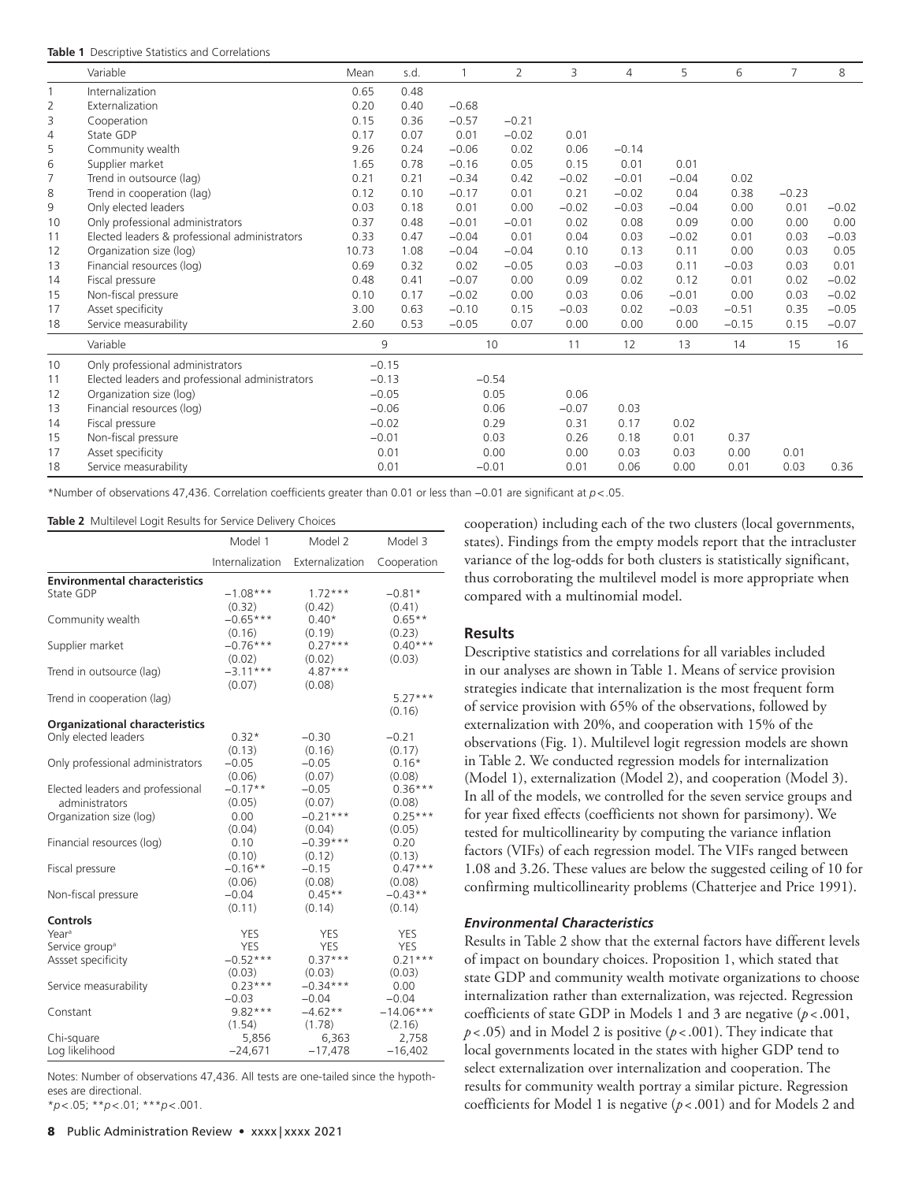**Table 1** Descriptive Statistics and Correlations

| | Variable | Mean | s.d. | 1 | 2 | 3 | 4 | 5 | 6 | 7 | 8 |
|---|---|---|---|---|---|---|---|---|---|---|---|
| 1 | Internalization | 0.65 | 0.48 | | | | | | | | |
| 2 | Externalization | 0.20 | 0.40 | −0.68 | | | | | | | |
| 3 | Cooperation | 0.15 | 0.36 | −0.57 | −0.21 | | | | | | |
| 4 | State GDP | 0.17 | 0.07 | 0.01 | −0.02 | 0.01 | | | | | |
| 5 | Community wealth | 9.26 | 0.24 | −0.06 | 0.02 | 0.06 | −0.14 | | | | |
| 6 | Supplier market | 1.65 | 0.78 | −0.16 | 0.05 | 0.15 | 0.01 | 0.01 | | | |
| 7 | Trend in outsource (lag) | 0.21 | 0.21 | −0.34 | 0.42 | −0.02 | −0.01 | −0.04 | 0.02 | | |
| 8 | Trend in cooperation (lag) | 0.12 | 0.10 | −0.17 | 0.01 | 0.21 | −0.02 | 0.04 | 0.38 | −0.23 | |
| 9 | Only elected leaders | 0.03 | 0.18 | 0.01 | 0.00 | −0.02 | −0.03 | −0.04 | 0.00 | 0.01 | −0.02 |
| 10 | Only professional administrators | 0.37 | 0.48 | −0.01 | −0.01 | 0.02 | 0.08 | 0.09 | 0.00 | 0.00 | 0.00 |
| 11 | Elected leaders & professional administrators | 0.33 | 0.47 | −0.04 | 0.01 | 0.04 | 0.03 | −0.02 | 0.01 | 0.03 | −0.03 |
| 12 | Organization size (log) | 10.73 | 1.08 | −0.04 | −0.04 | 0.10 | 0.13 | 0.11 | 0.00 | 0.03 | 0.05 |
| 13 | Financial resources (log) | 0.69 | 0.32 | 0.02 | −0.05 | 0.03 | −0.03 | 0.11 | −0.03 | 0.03 | 0.01 |
| 14 | Fiscal pressure | 0.48 | 0.41 | −0.07 | 0.00 | 0.09 | 0.02 | 0.12 | 0.01 | 0.02 | −0.02 |
| 15 | Non-fiscal pressure | 0.10 | 0.17 | −0.02 | 0.00 | 0.03 | 0.06 | −0.01 | 0.00 | 0.03 | −0.02 |
| 17 | Asset specificity | 3.00 | 0.63 | −0.10 | 0.15 | −0.03 | 0.02 | −0.03 | −0.51 | 0.35 | −0.05 |
| 18 | Service measurability | 2.60 | 0.53 | −0.05 | 0.07 | 0.00 | 0.00 | 0.00 | −0.15 | 0.15 | −0.07 |

| | Variable | 9 | 10 | 11 | 12 | 13 | 14 | 15 | 16 |
|---|---|---|---|---|---|---|---|---|---|
| 10 | Only professional administrators | −0.15 | | | | | | | |
| 11 | Elected leaders and professional administrators | −0.13 | −0.54 | | | | | | |
| 12 | Organization size (log) | −0.05 | 0.05 | 0.06 | | | | | |
| 13 | Financial resources (log) | −0.06 | 0.06 | −0.07 | 0.03 | | | | |
| 14 | Fiscal pressure | −0.02 | 0.29 | 0.31 | 0.17 | 0.02 | | | |
| 15 | Non-fiscal pressure | −0.01 | 0.03 | 0.26 | 0.18 | 0.01 | 0.37 | | |
| 17 | Asset specificity | 0.01 | 0.00 | 0.00 | 0.03 | 0.03 | 0.00 | 0.01 | |
| 18 | Service measurability | 0.01 | −0.01 | 0.01 | 0.06 | 0.00 | 0.01 | 0.03 | 0.36 |

*Number of observations 47,436. Correlation coefficients greater than 0.01 or less than −0.01 are significant at $p < .05$.

**Table 2** Multilevel Logit Results for Service Delivery Choices

| | Model 1 | Model 2 | Model 3 |
|---|---|---|---|
| | Internalization | Externalization | Cooperation |
| **Environmental characteristics** | | | |
| State GDP | −1.08*** | 1.72*** | −0.81* |
| | (0.32) | (0.42) | (0.41) |
| Community wealth | −0.65*** | 0.40* | 0.65** |
| | (0.16) | (0.19) | (0.23) |
| Supplier market | −0.76*** | 0.27*** | 0.40*** |
| | (0.02) | (0.02) | (0.03) |
| Trend in outsource (lag) | −3.11*** | 4.87*** | |
| | (0.07) | (0.08) | |
| Trend in cooperation (lag) | | | 5.27*** |
| | | | (0.16) |
| **Organizational characteristics** | | | |
| Only elected leaders | 0.32* | −0.30 | −0.21 |
| | (0.13) | (0.16) | (0.17) |
| Only professional administrators | −0.05 | −0.05 | 0.16* |
| | (0.06) | (0.07) | (0.08) |
| Elected leaders and professional administrators | −0.17** | −0.05 | 0.36*** |
| | (0.05) | (0.07) | (0.08) |
| Organization size (log) | 0.00 | −0.21*** | 0.25*** |
| | (0.04) | (0.04) | (0.05) |
| Financial resources (log) | 0.10 | −0.39*** | 0.20 |
| | (0.10) | (0.12) | (0.13) |
| Fiscal pressure | −0.16** | −0.15 | 0.47*** |
| | (0.06) | (0.08) | (0.08) |
| Non-fiscal pressure | −0.04 | 0.45** | −0.43** |
| | (0.11) | (0.14) | (0.14) |
| **Controls** | | | |
| Year[a] | YES | YES | YES |
| Service group[a] | YES | YES | YES |
| Assset specificity | −0.52*** | 0.37*** | 0.21*** |
| | (0.03) | (0.03) | (0.03) |
| Service measurability | 0.23*** | −0.34*** | 0.00 |
| | −0.03 | −0.04 | −0.04 |
| Constant | 9.82*** | −4.62** | −14.06*** |
| | (1.54) | (1.78) | (2.16) |
| Chi-square | 5,856 | 6,363 | 2,758 |
| Log likelihood | −24,671 | −17,478 | −16,402 |

Notes: Number of observations 47,436. All tests are one-tailed since the hypotheses are directional.
*$p < .05$; **$p < .01$; ***$p < .001$.

cooperation) including each of the two clusters (local governments, states). Findings from the empty models report that the intracluster variance of the log-odds for both clusters is statistically significant, thus corroborating the multilevel model is more appropriate when compared with a multinomial model.

## Results

Descriptive statistics and correlations for all variables included in our analyses are shown in Table 1. Means of service provision strategies indicate that internalization is the most frequent form of service provision with 65% of the observations, followed by externalization with 20%, and cooperation with 15% of the observations (Fig. 1). Multilevel logit regression models are shown in Table 2. We conducted regression models for internalization (Model 1), externalization (Model 2), and cooperation (Model 3). In all of the models, we controlled for the seven service groups and for year fixed effects (coefficients not shown for parsimony). We tested for multicollinearity by computing the variance inflation factors (VIFs) of each regression model. The VIFs ranged between 1.08 and 3.26. These values are below the suggested ceiling of 10 for confirming multicollinearity problems (Chatterjee and Price 1991).

### *Environmental Characteristics*

Results in Table 2 show that the external factors have different levels of impact on boundary choices. Proposition 1, which stated that state GDP and community wealth motivate organizations to choose internalization rather than externalization, was rejected. Regression coefficients of state GDP in Models 1 and 3 are negative ($p < .001$, $p < .05$) and in Model 2 is positive ($p < .001$). They indicate that local governments located in the states with higher GDP tend to select externalization over internalization and cooperation. The results for community wealth portray a similar picture. Regression coefficients for Model 1 is negative ($p < .001$) and for Models 2 and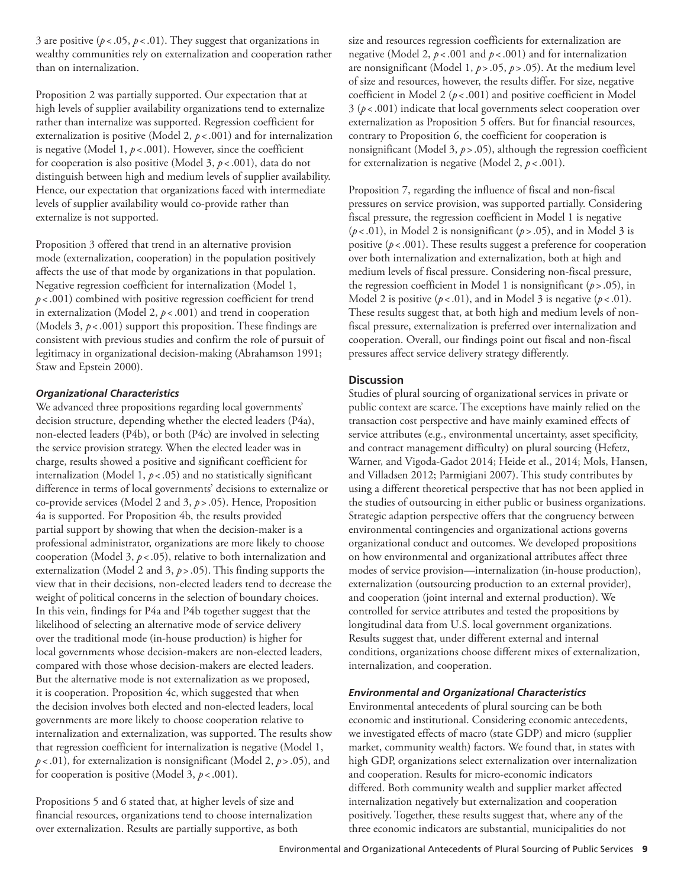3 are positive ($p < .05$, $p < .01$). They suggest that organizations in wealthy communities rely on externalization and cooperation rather than on internalization.

Proposition 2 was partially supported. Our expectation that at high levels of supplier availability organizations tend to externalize rather than internalize was supported. Regression coefficient for externalization is positive (Model 2, $p < .001$) and for internalization is negative (Model 1, $p < .001$). However, since the coefficient for cooperation is also positive (Model 3, $p < .001$), data do not distinguish between high and medium levels of supplier availability. Hence, our expectation that organizations faced with intermediate levels of supplier availability would co-provide rather than externalize is not supported.

Proposition 3 offered that trend in an alternative provision mode (externalization, cooperation) in the population positively affects the use of that mode by organizations in that population. Negative regression coefficient for internalization (Model 1, $p < .001$) combined with positive regression coefficient for trend in externalization (Model 2, $p < .001$) and trend in cooperation (Models 3, $p < .001$) support this proposition. These findings are consistent with previous studies and confirm the role of pursuit of legitimacy in organizational decision-making (Abrahamson 1991; Staw and Epstein 2000).

### *Organizational Characteristics*

We advanced three propositions regarding local governments' decision structure, depending whether the elected leaders (P4a), non-elected leaders (P4b), or both (P4c) are involved in selecting the service provision strategy. When the elected leader was in charge, results showed a positive and significant coefficient for internalization (Model 1, $p < .05$) and no statistically significant difference in terms of local governments' decisions to externalize or co-provide services (Model 2 and 3, $p > .05$). Hence, Proposition 4a is supported. For Proposition 4b, the results provided partial support by showing that when the decision-maker is a professional administrator, organizations are more likely to choose cooperation (Model 3, $p < .05$), relative to both internalization and externalization (Model 2 and 3, $p > .05$). This finding supports the view that in their decisions, non-elected leaders tend to decrease the weight of political concerns in the selection of boundary choices. In this vein, findings for P4a and P4b together suggest that the likelihood of selecting an alternative mode of service delivery over the traditional mode (in-house production) is higher for local governments whose decision-makers are non-elected leaders, compared with those whose decision-makers are elected leaders. But the alternative mode is not externalization as we proposed, it is cooperation. Proposition 4c, which suggested that when the decision involves both elected and non-elected leaders, local governments are more likely to choose cooperation relative to internalization and externalization, was supported. The results show that regression coefficient for internalization is negative (Model 1, $p < .01$), for externalization is nonsignificant (Model 2, $p > .05$), and for cooperation is positive (Model 3, $p < .001$).

Propositions 5 and 6 stated that, at higher levels of size and financial resources, organizations tend to choose internalization over externalization. Results are partially supportive, as both size and resources regression coefficients for externalization are negative (Model 2, $p < .001$ and $p < .001$) and for internalization are nonsignificant (Model 1, $p > .05$, $p > .05$). At the medium level of size and resources, however, the results differ. For size, negative coefficient in Model 2 ($p < .001$) and positive coefficient in Model 3 ($p < .001$) indicate that local governments select cooperation over externalization as Proposition 5 offers. But for financial resources, contrary to Proposition 6, the coefficient for cooperation is nonsignificant (Model 3, $p > .05$), although the regression coefficient for externalization is negative (Model 2, $p < .001$).

Proposition 7, regarding the influence of fiscal and non-fiscal pressures on service provision, was supported partially. Considering fiscal pressure, the regression coefficient in Model 1 is negative ($p < .01$), in Model 2 is nonsignificant ($p > .05$), and in Model 3 is positive ($p < .001$). These results suggest a preference for cooperation over both internalization and externalization, both at high and medium levels of fiscal pressure. Considering non-fiscal pressure, the regression coefficient in Model 1 is nonsignificant ($p > .05$), in Model 2 is positive ($p < .01$), and in Model 3 is negative ($p < .01$). These results suggest that, at both high and medium levels of non-fiscal pressure, externalization is preferred over internalization and cooperation. Overall, our findings point out fiscal and non-fiscal pressures affect service delivery strategy differently.

## Discussion

Studies of plural sourcing of organizational services in private or public context are scarce. The exceptions have mainly relied on the transaction cost perspective and have mainly examined effects of service attributes (e.g., environmental uncertainty, asset specificity, and contract management difficulty) on plural sourcing (Hefetz, Warner, and Vigoda-Gadot 2014; Heide et al., 2014; Mols, Hansen, and Villadsen 2012; Parmigiani 2007). This study contributes by using a different theoretical perspective that has not been applied in the studies of outsourcing in either public or business organizations. Strategic adaption perspective offers that the congruency between environmental contingencies and organizational actions governs organizational conduct and outcomes. We developed propositions on how environmental and organizational attributes affect three modes of service provision—internalization (in-house production), externalization (outsourcing production to an external provider), and cooperation (joint internal and external production). We controlled for service attributes and tested the propositions by longitudinal data from U.S. local government organizations. Results suggest that, under different external and internal conditions, organizations choose different mixes of externalization, internalization, and cooperation.

### *Environmental and Organizational Characteristics*

Environmental antecedents of plural sourcing can be both economic and institutional. Considering economic antecedents, we investigated effects of macro (state GDP) and micro (supplier market, community wealth) factors. We found that, in states with high GDP, organizations select externalization over internalization and cooperation. Results for micro-economic indicators differed. Both community wealth and supplier market affected internalization negatively but externalization and cooperation positively. Together, these results suggest that, where any of the three economic indicators are substantial, municipalities do not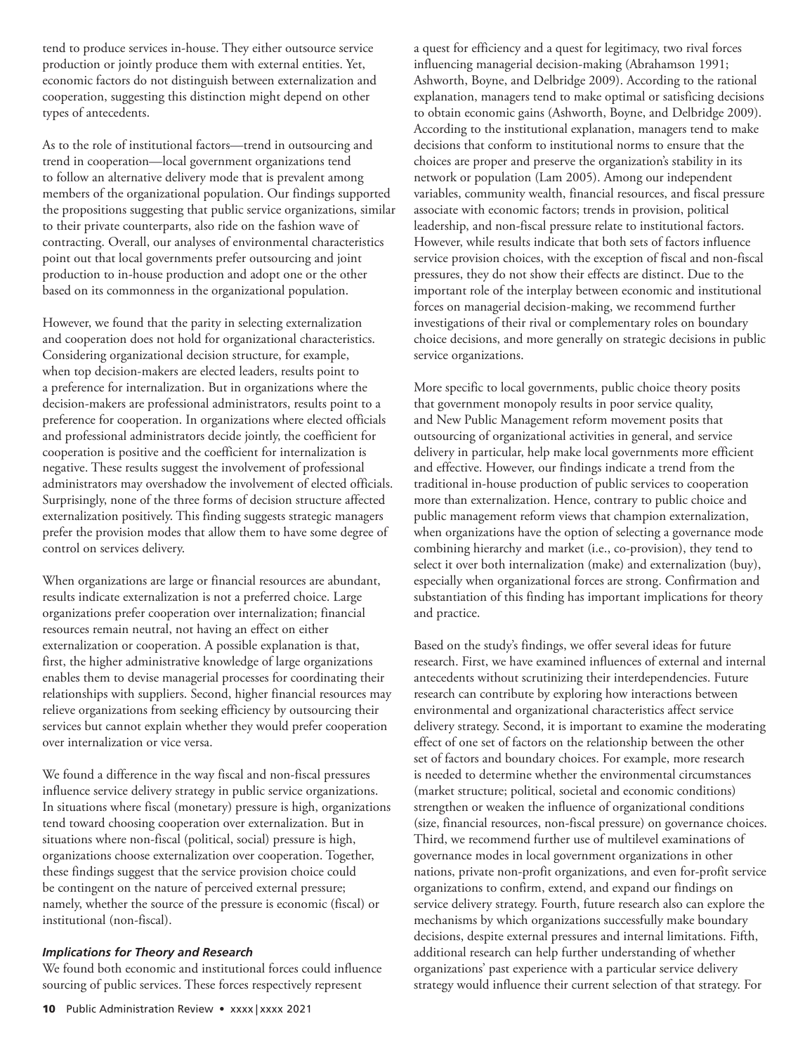tend to produce services in-house. They either outsource service production or jointly produce them with external entities. Yet, economic factors do not distinguish between externalization and cooperation, suggesting this distinction might depend on other types of antecedents.

As to the role of institutional factors—trend in outsourcing and trend in cooperation—local government organizations tend to follow an alternative delivery mode that is prevalent among members of the organizational population. Our findings supported the propositions suggesting that public service organizations, similar to their private counterparts, also ride on the fashion wave of contracting. Overall, our analyses of environmental characteristics point out that local governments prefer outsourcing and joint production to in-house production and adopt one or the other based on its commonness in the organizational population.

However, we found that the parity in selecting externalization and cooperation does not hold for organizational characteristics. Considering organizational decision structure, for example, when top decision-makers are elected leaders, results point to a preference for internalization. But in organizations where the decision-makers are professional administrators, results point to a preference for cooperation. In organizations where elected officials and professional administrators decide jointly, the coefficient for cooperation is positive and the coefficient for internalization is negative. These results suggest the involvement of professional administrators may overshadow the involvement of elected officials. Surprisingly, none of the three forms of decision structure affected externalization positively. This finding suggests strategic managers prefer the provision modes that allow them to have some degree of control on services delivery.

When organizations are large or financial resources are abundant, results indicate externalization is not a preferred choice. Large organizations prefer cooperation over internalization; financial resources remain neutral, not having an effect on either externalization or cooperation. A possible explanation is that, first, the higher administrative knowledge of large organizations enables them to devise managerial processes for coordinating their relationships with suppliers. Second, higher financial resources may relieve organizations from seeking efficiency by outsourcing their services but cannot explain whether they would prefer cooperation over internalization or vice versa.

We found a difference in the way fiscal and non-fiscal pressures influence service delivery strategy in public service organizations. In situations where fiscal (monetary) pressure is high, organizations tend toward choosing cooperation over externalization. But in situations where non-fiscal (political, social) pressure is high, organizations choose externalization over cooperation. Together, these findings suggest that the service provision choice could be contingent on the nature of perceived external pressure; namely, whether the source of the pressure is economic (fiscal) or institutional (non-fiscal).

### *Implications for Theory and Research*

We found both economic and institutional forces could influence sourcing of public services. These forces respectively represent a quest for efficiency and a quest for legitimacy, two rival forces influencing managerial decision-making (Abrahamson 1991; Ashworth, Boyne, and Delbridge 2009). According to the rational explanation, managers tend to make optimal or satisficing decisions to obtain economic gains (Ashworth, Boyne, and Delbridge 2009). According to the institutional explanation, managers tend to make decisions that conform to institutional norms to ensure that the choices are proper and preserve the organization's stability in its network or population (Lam 2005). Among our independent variables, community wealth, financial resources, and fiscal pressure associate with economic factors; trends in provision, political leadership, and non-fiscal pressure relate to institutional factors. However, while results indicate that both sets of factors influence service provision choices, with the exception of fiscal and non-fiscal pressures, they do not show their effects are distinct. Due to the important role of the interplay between economic and institutional forces on managerial decision-making, we recommend further investigations of their rival or complementary roles on boundary choice decisions, and more generally on strategic decisions in public service organizations.

More specific to local governments, public choice theory posits that government monopoly results in poor service quality, and New Public Management reform movement posits that outsourcing of organizational activities in general, and service delivery in particular, help make local governments more efficient and effective. However, our findings indicate a trend from the traditional in-house production of public services to cooperation more than externalization. Hence, contrary to public choice and public management reform views that champion externalization, when organizations have the option of selecting a governance mode combining hierarchy and market (i.e., co-provision), they tend to select it over both internalization (make) and externalization (buy), especially when organizational forces are strong. Confirmation and substantiation of this finding has important implications for theory and practice.

Based on the study's findings, we offer several ideas for future research. First, we have examined influences of external and internal antecedents without scrutinizing their interdependencies. Future research can contribute by exploring how interactions between environmental and organizational characteristics affect service delivery strategy. Second, it is important to examine the moderating effect of one set of factors on the relationship between the other set of factors and boundary choices. For example, more research is needed to determine whether the environmental circumstances (market structure; political, societal and economic conditions) strengthen or weaken the influence of organizational conditions (size, financial resources, non-fiscal pressure) on governance choices. Third, we recommend further use of multilevel examinations of governance modes in local government organizations in other nations, private non-profit organizations, and even for-profit service organizations to confirm, extend, and expand our findings on service delivery strategy. Fourth, future research also can explore the mechanisms by which organizations successfully make boundary decisions, despite external pressures and internal limitations. Fifth, additional research can help further understanding of whether organizations' past experience with a particular service delivery strategy would influence their current selection of that strategy. For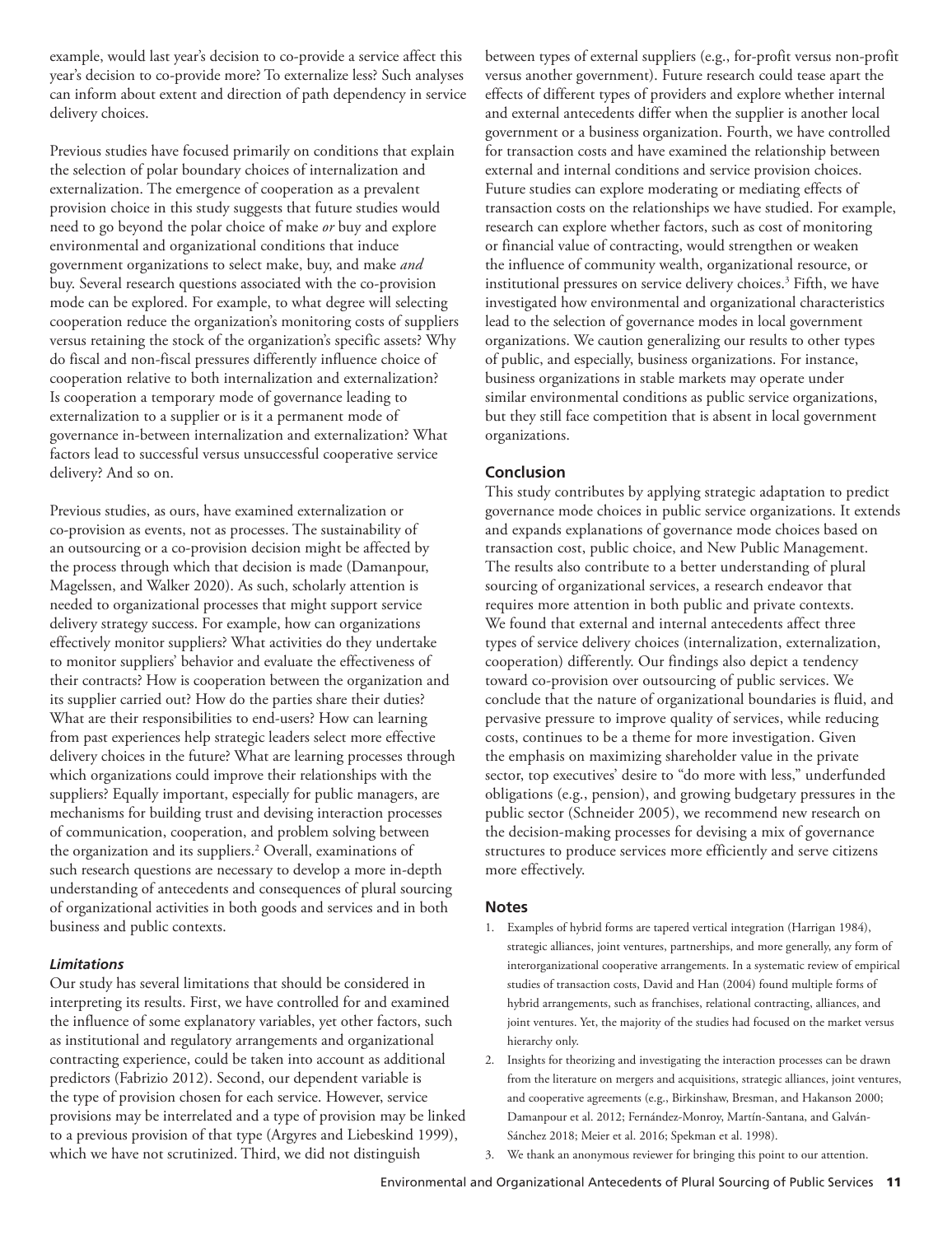example, would last year's decision to co-provide a service affect this year's decision to co-provide more? To externalize less? Such analyses can inform about extent and direction of path dependency in service delivery choices.

Previous studies have focused primarily on conditions that explain the selection of polar boundary choices of internalization and externalization. The emergence of cooperation as a prevalent provision choice in this study suggests that future studies would need to go beyond the polar choice of make *or* buy and explore environmental and organizational conditions that induce government organizations to select make, buy, and make *and* buy. Several research questions associated with the co-provision mode can be explored. For example, to what degree will selecting cooperation reduce the organization's monitoring costs of suppliers versus retaining the stock of the organization's specific assets? Why do fiscal and non-fiscal pressures differently influence choice of cooperation relative to both internalization and externalization? Is cooperation a temporary mode of governance leading to externalization to a supplier or is it a permanent mode of governance in-between internalization and externalization? What factors lead to successful versus unsuccessful cooperative service delivery? And so on.

Previous studies, as ours, have examined externalization or co-provision as events, not as processes. The sustainability of an outsourcing or a co-provision decision might be affected by the process through which that decision is made (Damanpour, Magelssen, and Walker 2020). As such, scholarly attention is needed to organizational processes that might support service delivery strategy success. For example, how can organizations effectively monitor suppliers? What activities do they undertake to monitor suppliers' behavior and evaluate the effectiveness of their contracts? How is cooperation between the organization and its supplier carried out? How do the parties share their duties? What are their responsibilities to end-users? How can learning from past experiences help strategic leaders select more effective delivery choices in the future? What are learning processes through which organizations could improve their relationships with the suppliers? Equally important, especially for public managers, are mechanisms for building trust and devising interaction processes of communication, cooperation, and problem solving between the organization and its suppliers.[2] Overall, examinations of such research questions are necessary to develop a more in-depth understanding of antecedents and consequences of plural sourcing of organizational activities in both goods and services and in both business and public contexts.

### *Limitations*

Our study has several limitations that should be considered in interpreting its results. First, we have controlled for and examined the influence of some explanatory variables, yet other factors, such as institutional and regulatory arrangements and organizational contracting experience, could be taken into account as additional predictors (Fabrizio 2012). Second, our dependent variable is the type of provision chosen for each service. However, service provisions may be interrelated and a type of provision may be linked to a previous provision of that type (Argyres and Liebeskind 1999), which we have not scrutinized. Third, we did not distinguish between types of external suppliers (e.g., for-profit versus non-profit versus another government). Future research could tease apart the effects of different types of providers and explore whether internal and external antecedents differ when the supplier is another local government or a business organization. Fourth, we have controlled for transaction costs and have examined the relationship between external and internal conditions and service provision choices. Future studies can explore moderating or mediating effects of transaction costs on the relationships we have studied. For example, research can explore whether factors, such as cost of monitoring or financial value of contracting, would strengthen or weaken the influence of community wealth, organizational resource, or institutional pressures on service delivery choices.[3] Fifth, we have investigated how environmental and organizational characteristics lead to the selection of governance modes in local government organizations. We caution generalizing our results to other types of public, and especially, business organizations. For instance, business organizations in stable markets may operate under similar environmental conditions as public service organizations, but they still face competition that is absent in local government organizations.

## Conclusion

This study contributes by applying strategic adaptation to predict governance mode choices in public service organizations. It extends and expands explanations of governance mode choices based on transaction cost, public choice, and New Public Management. The results also contribute to a better understanding of plural sourcing of organizational services, a research endeavor that requires more attention in both public and private contexts. We found that external and internal antecedents affect three types of service delivery choices (internalization, externalization, cooperation) differently. Our findings also depict a tendency toward co-provision over outsourcing of public services. We conclude that the nature of organizational boundaries is fluid, and pervasive pressure to improve quality of services, while reducing costs, continues to be a theme for more investigation. Given the emphasis on maximizing shareholder value in the private sector, top executives' desire to "do more with less," underfunded obligations (e.g., pension), and growing budgetary pressures in the public sector (Schneider 2005), we recommend new research on the decision-making processes for devising a mix of governance structures to produce services more efficiently and serve citizens more effectively.

## Notes

1. Examples of hybrid forms are tapered vertical integration (Harrigan 1984), strategic alliances, joint ventures, partnerships, and more generally, any form of interorganizational cooperative arrangements. In a systematic review of empirical studies of transaction costs, David and Han (2004) found multiple forms of hybrid arrangements, such as franchises, relational contracting, alliances, and joint ventures. Yet, the majority of the studies had focused on the market versus hierarchy only.
2. Insights for theorizing and investigating the interaction processes can be drawn from the literature on mergers and acquisitions, strategic alliances, joint ventures, and cooperative agreements (e.g., Birkinshaw, Bresman, and Hakanson 2000; Damanpour et al. 2012; Fernández-Monroy, Martín-Santana, and Galván-Sánchez 2018; Meier et al. 2016; Spekman et al. 1998).
3. We thank an anonymous reviewer for bringing this point to our attention.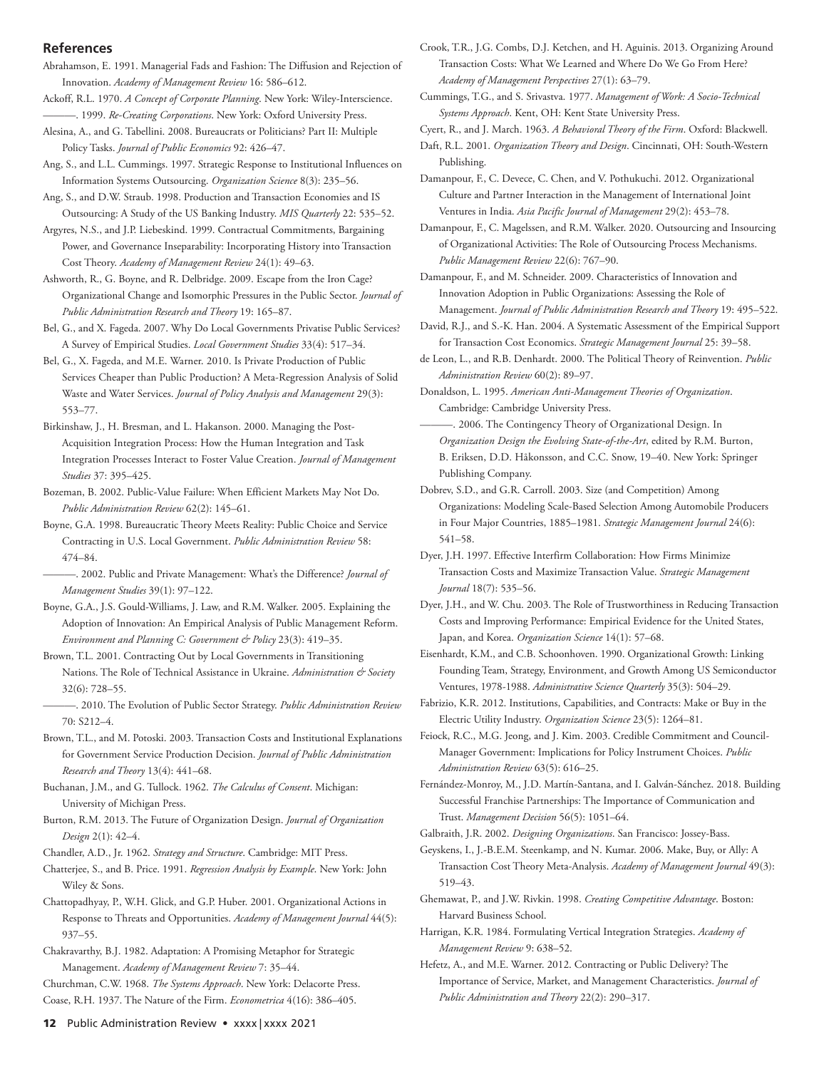## References

Abrahamson, E. 1991. Managerial Fads and Fashion: The Diffusion and Rejection of Innovation. *Academy of Management Review* 16: 586–612.

Ackoff, R.L. 1970. *A Concept of Corporate Planning*. New York: Wiley-Interscience.

———. 1999. *Re-Creating Corporations*. New York: Oxford University Press.

Alesina, A., and G. Tabellini. 2008. Bureaucrats or Politicians? Part II: Multiple Policy Tasks. *Journal of Public Economics* 92: 426–47.

Ang, S., and L.L. Cummings. 1997. Strategic Response to Institutional Influences on Information Systems Outsourcing. *Organization Science* 8(3): 235–56.

Ang, S., and D.W. Straub. 1998. Production and Transaction Economies and IS Outsourcing: A Study of the US Banking Industry. *MIS Quarterly* 22: 535–52.

Argyres, N.S., and J.P. Liebeskind. 1999. Contractual Commitments, Bargaining Power, and Governance Inseparability: Incorporating History into Transaction Cost Theory. *Academy of Management Review* 24(1): 49–63.

Ashworth, R., G. Boyne, and R. Delbridge. 2009. Escape from the Iron Cage? Organizational Change and Isomorphic Pressures in the Public Sector. *Journal of Public Administration Research and Theory* 19: 165–87.

Bel, G., and X. Fageda. 2007. Why Do Local Governments Privatise Public Services? A Survey of Empirical Studies. *Local Government Studies* 33(4): 517–34.

Bel, G., X. Fageda, and M.E. Warner. 2010. Is Private Production of Public Services Cheaper than Public Production? A Meta-Regression Analysis of Solid Waste and Water Services. *Journal of Policy Analysis and Management* 29(3): 553–77.

Birkinshaw, J., H. Bresman, and L. Hakanson. 2000. Managing the Post-Acquisition Integration Process: How the Human Integration and Task Integration Processes Interact to Foster Value Creation. *Journal of Management Studies* 37: 395–425.

Bozeman, B. 2002. Public-Value Failure: When Efficient Markets May Not Do. *Public Administration Review* 62(2): 145–61.

Boyne, G.A. 1998. Bureaucratic Theory Meets Reality: Public Choice and Service Contracting in U.S. Local Government. *Public Administration Review* 58: 474–84.

———. 2002. Public and Private Management: What's the Difference? *Journal of Management Studies* 39(1): 97–122.

Boyne, G.A., J.S. Gould-Williams, J. Law, and R.M. Walker. 2005. Explaining the Adoption of Innovation: An Empirical Analysis of Public Management Reform. *Environment and Planning C: Government & Policy* 23(3): 419–35.

Brown, T.L. 2001. Contracting Out by Local Governments in Transitioning Nations. The Role of Technical Assistance in Ukraine. *Administration & Society* 32(6): 728–55.

———. 2010. The Evolution of Public Sector Strategy. *Public Administration Review* 70: S212–4.

Brown, T.L., and M. Potoski. 2003. Transaction Costs and Institutional Explanations for Government Service Production Decision. *Journal of Public Administration Research and Theory* 13(4): 441–68.

Buchanan, J.M., and G. Tullock. 1962. *The Calculus of Consent*. Michigan: University of Michigan Press.

Burton, R.M. 2013. The Future of Organization Design. *Journal of Organization Design* 2(1): 42–4.

Chandler, A.D., Jr. 1962. *Strategy and Structure*. Cambridge: MIT Press.

Chatterjee, S., and B. Price. 1991. *Regression Analysis by Example*. New York: John Wiley & Sons.

Chattopadhyay, P., W.H. Glick, and G.P. Huber. 2001. Organizational Actions in Response to Threats and Opportunities. *Academy of Management Journal* 44(5): 937–55.

Chakravarthy, B.J. 1982. Adaptation: A Promising Metaphor for Strategic Management. *Academy of Management Review* 7: 35–44.

Churchman, C.W. 1968. *The Systems Approach*. New York: Delacorte Press.

Coase, R.H. 1937. The Nature of the Firm. *Econometrica* 4(16): 386–405.

Crook, T.R., J.G. Combs, D.J. Ketchen, and H. Aguinis. 2013. Organizing Around Transaction Costs: What We Learned and Where Do We Go From Here? *Academy of Management Perspectives* 27(1): 63–79.

Cummings, T.G., and S. Srivastva. 1977. *Management of Work: A Socio-Technical Systems Approach*. Kent, OH: Kent State University Press.

Cyert, R., and J. March. 1963. *A Behavioral Theory of the Firm*. Oxford: Blackwell.

Daft, R.L. 2001. *Organization Theory and Design*. Cincinnati, OH: South-Western Publishing.

Damanpour, F., C. Devece, C. Chen, and V. Pothukuchi. 2012. Organizational Culture and Partner Interaction in the Management of International Joint Ventures in India. *Asia Pacific Journal of Management* 29(2): 453–78.

Damanpour, F., C. Magelssen, and R.M. Walker. 2020. Outsourcing and Insourcing of Organizational Activities: The Role of Outsourcing Process Mechanisms. *Public Management Review* 22(6): 767–90.

Damanpour, F., and M. Schneider. 2009. Characteristics of Innovation and Innovation Adoption in Public Organizations: Assessing the Role of Management. *Journal of Public Administration Research and Theory* 19: 495–522.

David, R.J., and S.-K. Han. 2004. A Systematic Assessment of the Empirical Support for Transaction Cost Economics. *Strategic Management Journal* 25: 39–58.

de Leon, L., and R.B. Denhardt. 2000. The Political Theory of Reinvention. *Public Administration Review* 60(2): 89–97.

Donaldson, L. 1995. *American Anti-Management Theories of Organization*. Cambridge: Cambridge University Press.

———. 2006. The Contingency Theory of Organizational Design. In *Organization Design the Evolving State-of-the-Art*, edited by R.M. Burton, B. Eriksen, D.D. Håkonsson, and C.C. Snow, 19–40. New York: Springer Publishing Company.

Dobrev, S.D., and G.R. Carroll. 2003. Size (and Competition) Among Organizations: Modeling Scale-Based Selection Among Automobile Producers in Four Major Countries, 1885–1981. *Strategic Management Journal* 24(6): 541–58.

Dyer, J.H. 1997. Effective Interfirm Collaboration: How Firms Minimize Transaction Costs and Maximize Transaction Value. *Strategic Management Journal* 18(7): 535–56.

Dyer, J.H., and W. Chu. 2003. The Role of Trustworthiness in Reducing Transaction Costs and Improving Performance: Empirical Evidence for the United States, Japan, and Korea. *Organization Science* 14(1): 57–68.

Eisenhardt, K.M., and C.B. Schoonhoven. 1990. Organizational Growth: Linking Founding Team, Strategy, Environment, and Growth Among US Semiconductor Ventures, 1978-1988. *Administrative Science Quarterly* 35(3): 504–29.

Fabrizio, K.R. 2012. Institutions, Capabilities, and Contracts: Make or Buy in the Electric Utility Industry. *Organization Science* 23(5): 1264–81.

Feiock, R.C., M.G. Jeong, and J. Kim. 2003. Credible Commitment and Council-Manager Government: Implications for Policy Instrument Choices. *Public Administration Review* 63(5): 616–25.

Fernández-Monroy, M., J.D. Martín-Santana, and I. Galván-Sánchez. 2018. Building Successful Franchise Partnerships: The Importance of Communication and Trust. *Management Decision* 56(5): 1051–64.

Galbraith, J.R. 2002. *Designing Organizations*. San Francisco: Jossey-Bass.

Geyskens, I., J.-B.E.M. Steenkamp, and N. Kumar. 2006. Make, Buy, or Ally: A Transaction Cost Theory Meta-Analysis. *Academy of Management Journal* 49(3): 519–43.

Ghemawat, P., and J.W. Rivkin. 1998. *Creating Competitive Advantage*. Boston: Harvard Business School.

Harrigan, K.R. 1984. Formulating Vertical Integration Strategies. *Academy of Management Review* 9: 638–52.

Hefetz, A., and M.E. Warner. 2012. Contracting or Public Delivery? The Importance of Service, Market, and Management Characteristics. *Journal of Public Administration and Theory* 22(2): 290–317.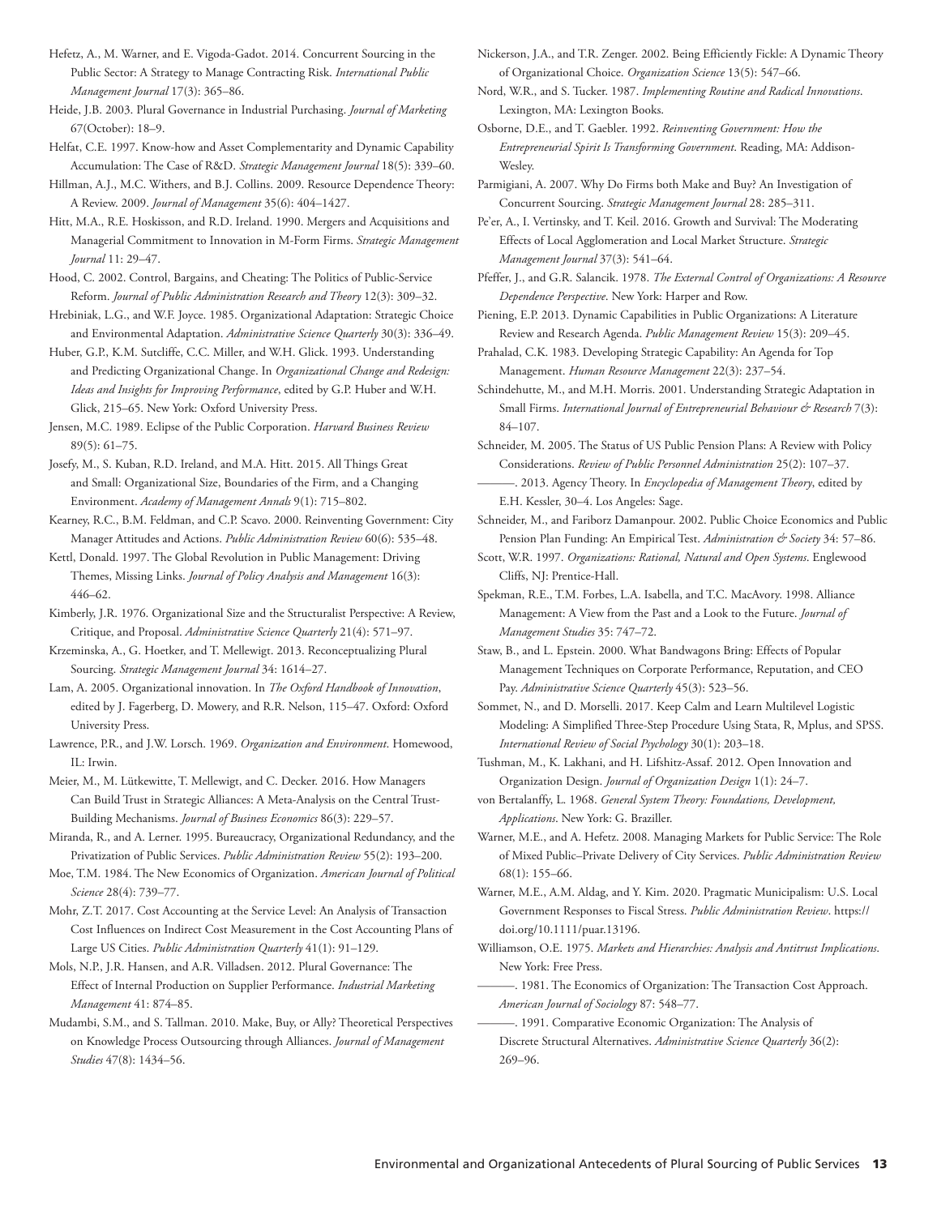Hefetz, A., M. Warner, and E. Vigoda-Gadot. 2014. Concurrent Sourcing in the Public Sector: A Strategy to Manage Contracting Risk. *International Public Management Journal* 17(3): 365–86.

Heide, J.B. 2003. Plural Governance in Industrial Purchasing. *Journal of Marketing* 67(October): 18–9.

Helfat, C.E. 1997. Know-how and Asset Complementarity and Dynamic Capability Accumulation: The Case of R&D. *Strategic Management Journal* 18(5): 339–60.

Hillman, A.J., M.C. Withers, and B.J. Collins. 2009. Resource Dependence Theory: A Review. 2009. *Journal of Management* 35(6): 404–1427.

Hitt, M.A., R.E. Hoskisson, and R.D. Ireland. 1990. Mergers and Acquisitions and Managerial Commitment to Innovation in M-Form Firms. *Strategic Management Journal* 11: 29–47.

Hood, C. 2002. Control, Bargains, and Cheating: The Politics of Public-Service Reform. *Journal of Public Administration Research and Theory* 12(3): 309–32.

Hrebiniak, L.G., and W.F. Joyce. 1985. Organizational Adaptation: Strategic Choice and Environmental Adaptation. *Administrative Science Quarterly* 30(3): 336–49.

Huber, G.P., K.M. Sutcliffe, C.C. Miller, and W.H. Glick. 1993. Understanding and Predicting Organizational Change. In *Organizational Change and Redesign: Ideas and Insights for Improving Performance*, edited by G.P. Huber and W.H. Glick, 215–65. New York: Oxford University Press.

Jensen, M.C. 1989. Eclipse of the Public Corporation. *Harvard Business Review* 89(5): 61–75.

Josefy, M., S. Kuban, R.D. Ireland, and M.A. Hitt. 2015. All Things Great and Small: Organizational Size, Boundaries of the Firm, and a Changing Environment. *Academy of Management Annals* 9(1): 715–802.

Kearney, R.C., B.M. Feldman, and C.P. Scavo. 2000. Reinventing Government: City Manager Attitudes and Actions. *Public Administration Review* 60(6): 535–48.

Kettl, Donald. 1997. The Global Revolution in Public Management: Driving Themes, Missing Links. *Journal of Policy Analysis and Management* 16(3): 446–62.

Kimberly, J.R. 1976. Organizational Size and the Structuralist Perspective: A Review, Critique, and Proposal. *Administrative Science Quarterly* 21(4): 571–97.

Krzeminska, A., G. Hoetker, and T. Mellewigt. 2013. Reconceptualizing Plural Sourcing. *Strategic Management Journal* 34: 1614–27.

Lam, A. 2005. Organizational innovation. In *The Oxford Handbook of Innovation*, edited by J. Fagerberg, D. Mowery, and R.R. Nelson, 115–47. Oxford: Oxford University Press.

Lawrence, P.R., and J.W. Lorsch. 1969. *Organization and Environment*. Homewood, IL: Irwin.

Meier, M., M. Lütkewitte, T. Mellewigt, and C. Decker. 2016. How Managers Can Build Trust in Strategic Alliances: A Meta-Analysis on the Central Trust-Building Mechanisms. *Journal of Business Economics* 86(3): 229–57.

Miranda, R., and A. Lerner. 1995. Bureaucracy, Organizational Redundancy, and the Privatization of Public Services. *Public Administration Review* 55(2): 193–200.

Moe, T.M. 1984. The New Economics of Organization. *American Journal of Political Science* 28(4): 739–77.

Mohr, Z.T. 2017. Cost Accounting at the Service Level: An Analysis of Transaction Cost Influences on Indirect Cost Measurement in the Cost Accounting Plans of Large US Cities. *Public Administration Quarterly* 41(1): 91–129.

Mols, N.P., J.R. Hansen, and A.R. Villadsen. 2012. Plural Governance: The Effect of Internal Production on Supplier Performance. *Industrial Marketing Management* 41: 874–85.

Mudambi, S.M., and S. Tallman. 2010. Make, Buy, or Ally? Theoretical Perspectives on Knowledge Process Outsourcing through Alliances. *Journal of Management Studies* 47(8): 1434–56.

Nickerson, J.A., and T.R. Zenger. 2002. Being Efficiently Fickle: A Dynamic Theory of Organizational Choice. *Organization Science* 13(5): 547–66.

Nord, W.R., and S. Tucker. 1987. *Implementing Routine and Radical Innovations*. Lexington, MA: Lexington Books.

Osborne, D.E., and T. Gaebler. 1992. *Reinventing Government: How the Entrepreneurial Spirit Is Transforming Government*. Reading, MA: Addison-Wesley.

Parmigiani, A. 2007. Why Do Firms both Make and Buy? An Investigation of Concurrent Sourcing. *Strategic Management Journal* 28: 285–311.

Pe'er, A., I. Vertinsky, and T. Keil. 2016. Growth and Survival: The Moderating Effects of Local Agglomeration and Local Market Structure. *Strategic Management Journal* 37(3): 541–64.

Pfeffer, J., and G.R. Salancik. 1978. *The External Control of Organizations: A Resource Dependence Perspective*. New York: Harper and Row.

Piening, E.P. 2013. Dynamic Capabilities in Public Organizations: A Literature Review and Research Agenda. *Public Management Review* 15(3): 209–45.

Prahalad, C.K. 1983. Developing Strategic Capability: An Agenda for Top Management. *Human Resource Management* 22(3): 237–54.

Schindehutte, M., and M.H. Morris. 2001. Understanding Strategic Adaptation in Small Firms. *International Journal of Entrepreneurial Behaviour & Research* 7(3): 84–107.

Schneider, M. 2005. The Status of US Public Pension Plans: A Review with Policy Considerations. *Review of Public Personnel Administration* 25(2): 107–37.

———. 2013. Agency Theory. In *Encyclopedia of Management Theory*, edited by E.H. Kessler, 30–4. Los Angeles: Sage.

Schneider, M., and Fariborz Damanpour. 2002. Public Choice Economics and Public Pension Plan Funding: An Empirical Test. *Administration & Society* 34: 57–86.

Scott, W.R. 1997. *Organizations: Rational, Natural and Open Systems*. Englewood Cliffs, NJ: Prentice-Hall.

Spekman, R.E., T.M. Forbes, L.A. Isabella, and T.C. MacAvory. 1998. Alliance Management: A View from the Past and a Look to the Future. *Journal of Management Studies* 35: 747–72.

Staw, B., and L. Epstein. 2000. What Bandwagons Bring: Effects of Popular Management Techniques on Corporate Performance, Reputation, and CEO Pay. *Administrative Science Quarterly* 45(3): 523–56.

Sommet, N., and D. Morselli. 2017. Keep Calm and Learn Multilevel Logistic Modeling: A Simplified Three-Step Procedure Using Stata, R, Mplus, and SPSS. *International Review of Social Psychology* 30(1): 203–18.

Tushman, M., K. Lakhani, and H. Lifshitz-Assaf. 2012. Open Innovation and Organization Design. *Journal of Organization Design* 1(1): 24–7.

von Bertalanffy, L. 1968. *General System Theory: Foundations, Development, Applications*. New York: G. Braziller.

Warner, M.E., and A. Hefetz. 2008. Managing Markets for Public Service: The Role of Mixed Public–Private Delivery of City Services. *Public Administration Review* 68(1): 155–66.

Warner, M.E., A.M. Aldag, and Y. Kim. 2020. Pragmatic Municipalism: U.S. Local Government Responses to Fiscal Stress. *Public Administration Review*. https://doi.org/10.1111/puar.13196.

Williamson, O.E. 1975. *Markets and Hierarchies: Analysis and Antitrust Implications*. New York: Free Press.

———. 1981. The Economics of Organization: The Transaction Cost Approach. *American Journal of Sociology* 87: 548–77.

———. 1991. Comparative Economic Organization: The Analysis of Discrete Structural Alternatives. *Administrative Science Quarterly* 36(2): 269–96.